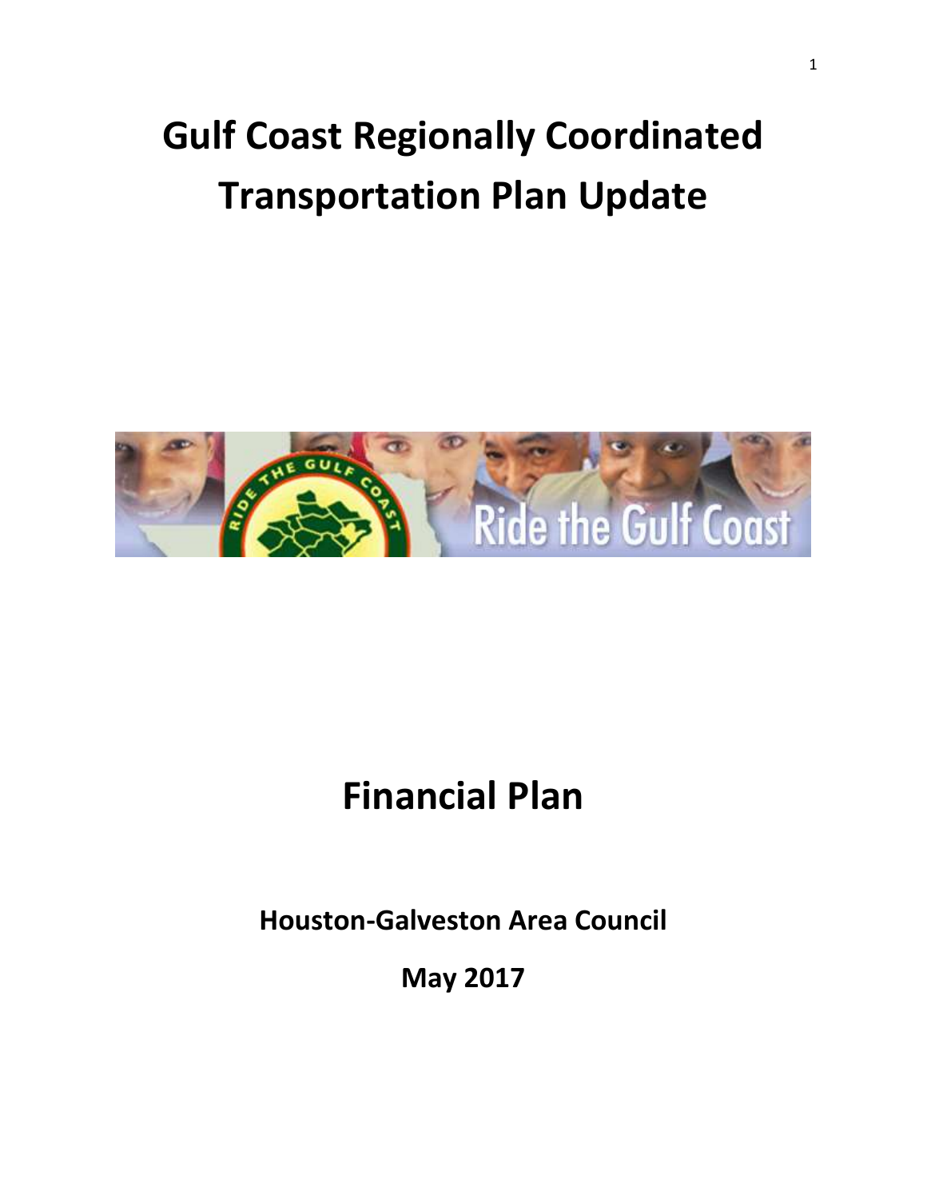# Gulf Coast Regionally Coordinated Transportation Plan Update

# Financial Plan

**Houston-Galveston Area Council**

**May 2017**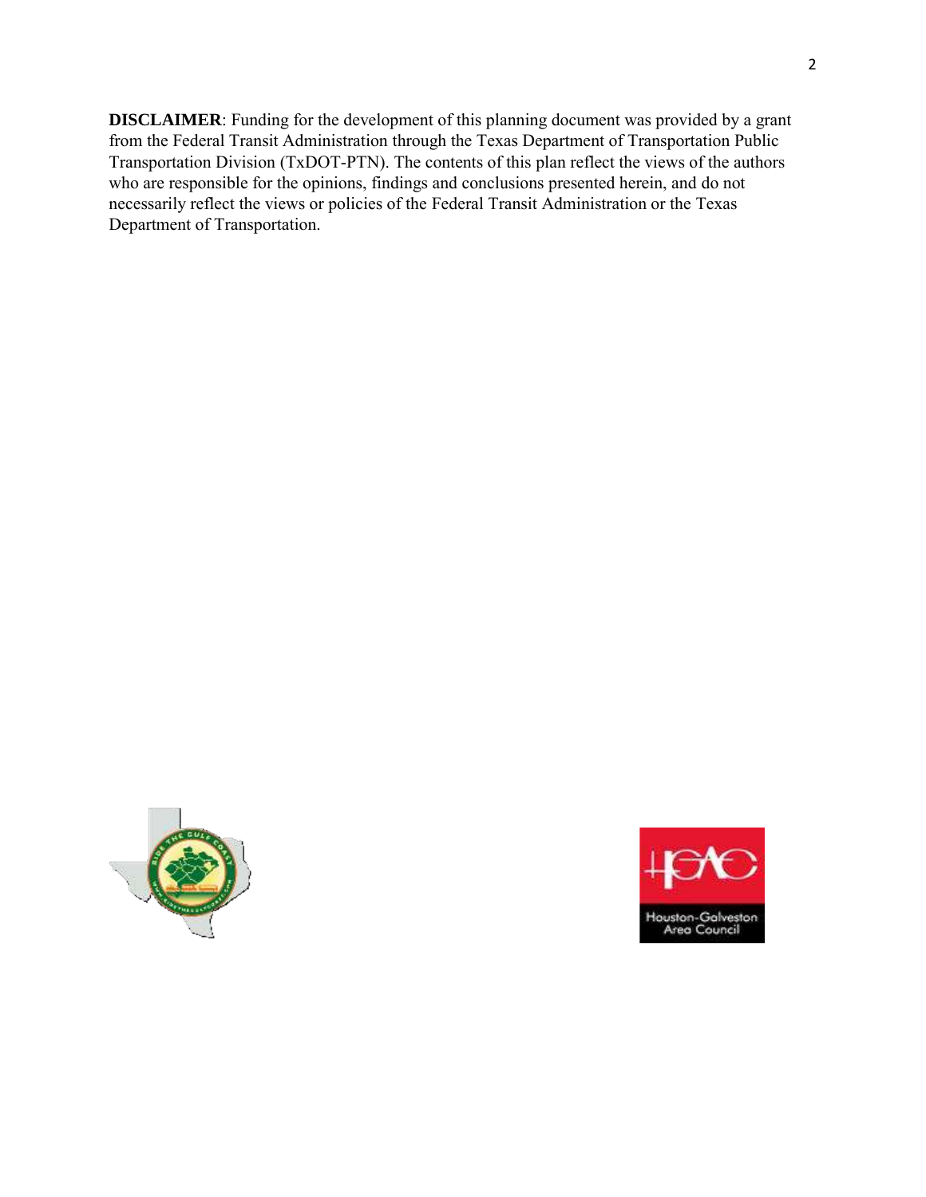**DISCLAIMER**: Funding for the development of this planning document was provided by a grant from the Federal Transit Administration through the Texas Department of Transportation Public Transportation Division (TxDOT-PTN). The contents of this plan reflect the views of the authors who are responsible for the opinions, findings and conclusions presented herein, and do not necessarily reflect the views or policies of the Federal Transit Administration or the Texas Department of Transportation.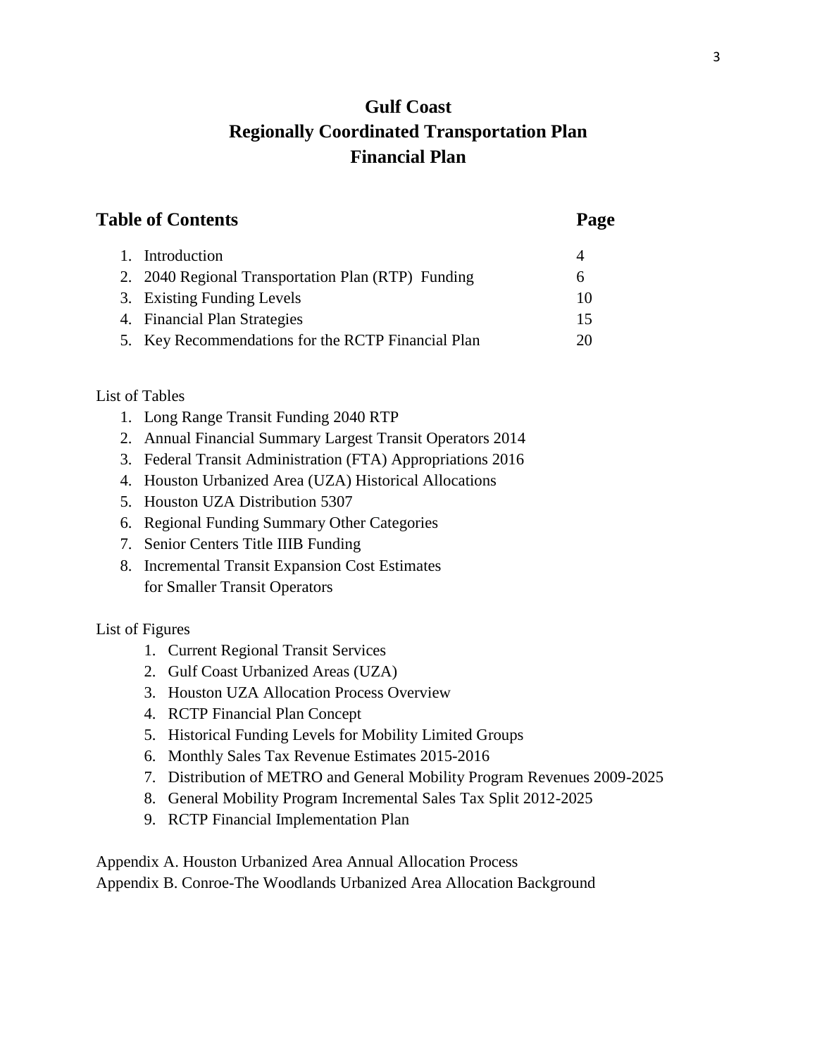# Gulf Coast
# Regionally Coordinated Transportation Plan
# Financial Plan

## Table of Contents

| Table of Contents | Page |
|---|---|
| 1. Introduction | 4 |
| 2. 2040 Regional Transportation Plan (RTP) Funding | 6 |
| 3. Existing Funding Levels | 10 |
| 4. Financial Plan Strategies | 15 |
| 5. Key Recommendations for the RCTP Financial Plan | 20 |

List of Tables

1. Long Range Transit Funding 2040 RTP
2. Annual Financial Summary Largest Transit Operators 2014
3. Federal Transit Administration (FTA) Appropriations 2016
4. Houston Urbanized Area (UZA) Historical Allocations
5. Houston UZA Distribution 5307
6. Regional Funding Summary Other Categories
7. Senior Centers Title IIIB Funding
8. Incremental Transit Expansion Cost Estimates for Smaller Transit Operators

List of Figures

1. Current Regional Transit Services
2. Gulf Coast Urbanized Areas (UZA)
3. Houston UZA Allocation Process Overview
4. RCTP Financial Plan Concept
5. Historical Funding Levels for Mobility Limited Groups
6. Monthly Sales Tax Revenue Estimates 2015-2016
7. Distribution of METRO and General Mobility Program Revenues 2009-2025
8. General Mobility Program Incremental Sales Tax Split 2012-2025
9. RCTP Financial Implementation Plan

Appendix A. Houston Urbanized Area Annual Allocation Process
Appendix B. Conroe-The Woodlands Urbanized Area Allocation Background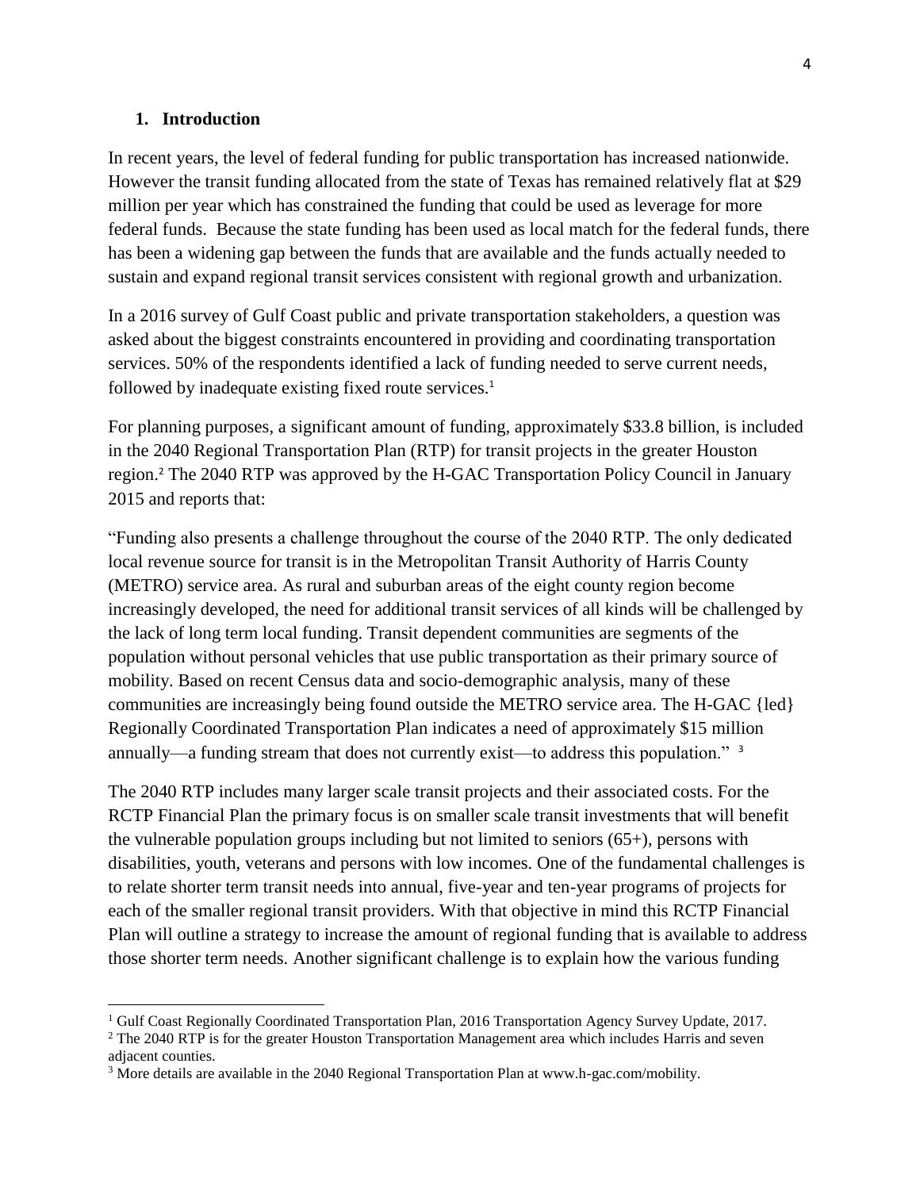## 1. Introduction

In recent years, the level of federal funding for public transportation has increased nationwide. However the transit funding allocated from the state of Texas has remained relatively flat at $29 million per year which has constrained the funding that could be used as leverage for more federal funds. Because the state funding has been used as local match for the federal funds, there has been a widening gap between the funds that are available and the funds actually needed to sustain and expand regional transit services consistent with regional growth and urbanization.

In a 2016 survey of Gulf Coast public and private transportation stakeholders, a question was asked about the biggest constraints encountered in providing and coordinating transportation services. 50% of the respondents identified a lack of funding needed to serve current needs, followed by inadequate existing fixed route services.[1]

For planning purposes, a significant amount of funding, approximately $33.8 billion, is included in the 2040 Regional Transportation Plan (RTP) for transit projects in the greater Houston region.[2] The 2040 RTP was approved by the H-GAC Transportation Policy Council in January 2015 and reports that:

"Funding also presents a challenge throughout the course of the 2040 RTP. The only dedicated local revenue source for transit is in the Metropolitan Transit Authority of Harris County (METRO) service area. As rural and suburban areas of the eight county region become increasingly developed, the need for additional transit services of all kinds will be challenged by the lack of long term local funding. Transit dependent communities are segments of the population without personal vehicles that use public transportation as their primary source of mobility. Based on recent Census data and socio-demographic analysis, many of these communities are increasingly being found outside the METRO service area. The H-GAC {led} Regionally Coordinated Transportation Plan indicates a need of approximately $15 million annually—a funding stream that does not currently exist—to address this population." [3]

The 2040 RTP includes many larger scale transit projects and their associated costs. For the RCTP Financial Plan the primary focus is on smaller scale transit investments that will benefit the vulnerable population groups including but not limited to seniors (65+), persons with disabilities, youth, veterans and persons with low incomes. One of the fundamental challenges is to relate shorter term transit needs into annual, five-year and ten-year programs of projects for each of the smaller regional transit providers. With that objective in mind this RCTP Financial Plan will outline a strategy to increase the amount of regional funding that is available to address those shorter term needs. Another significant challenge is to explain how the various funding

---

[1] Gulf Coast Regionally Coordinated Transportation Plan, 2016 Transportation Agency Survey Update, 2017.

[2] The 2040 RTP is for the greater Houston Transportation Management area which includes Harris and seven adjacent counties.

[3] More details are available in the 2040 Regional Transportation Plan at www.h-gac.com/mobility.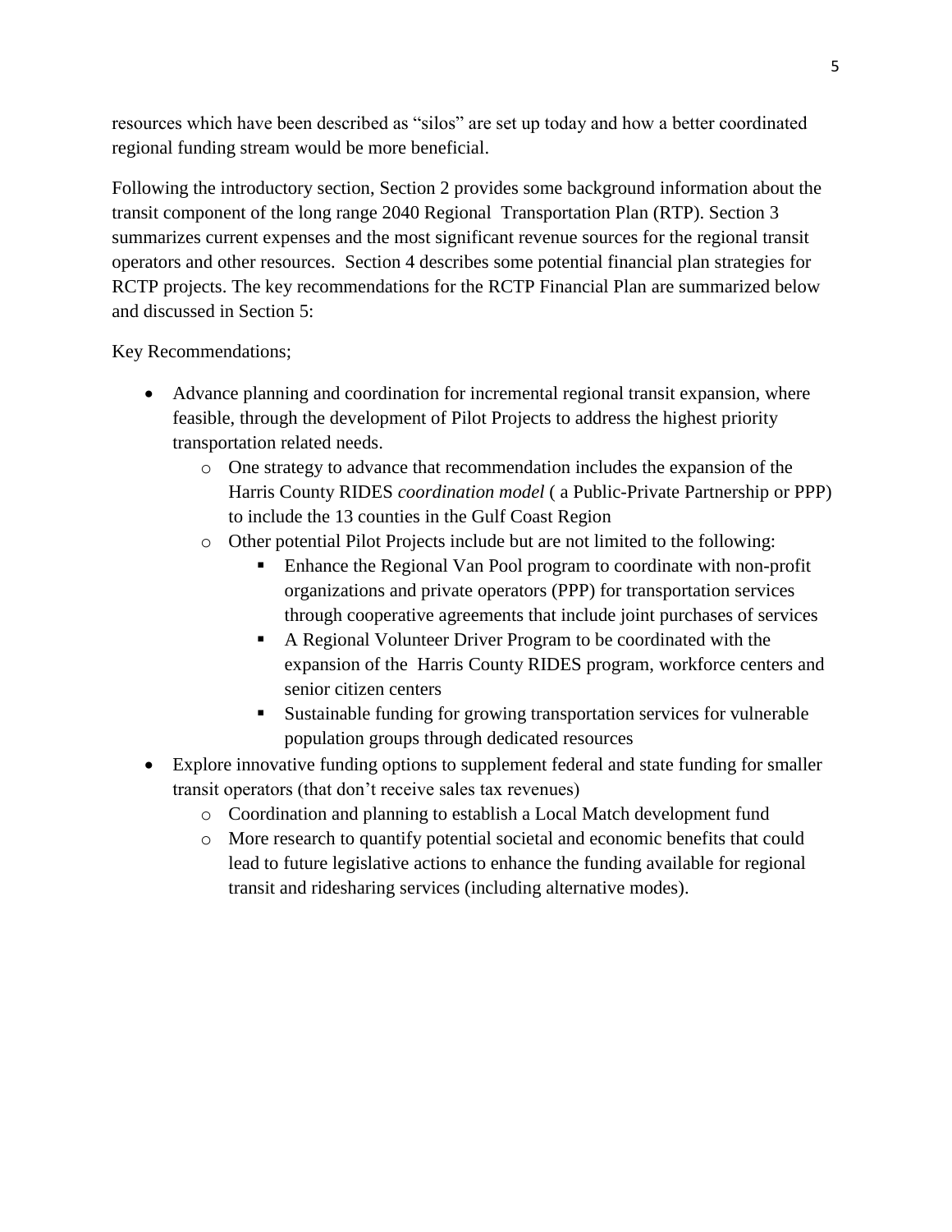resources which have been described as "silos" are set up today and how a better coordinated regional funding stream would be more beneficial.

Following the introductory section, Section 2 provides some background information about the transit component of the long range 2040 Regional Transportation Plan (RTP). Section 3 summarizes current expenses and the most significant revenue sources for the regional transit operators and other resources. Section 4 describes some potential financial plan strategies for RCTP projects. The key recommendations for the RCTP Financial Plan are summarized below and discussed in Section 5:

Key Recommendations;

- Advance planning and coordination for incremental regional transit expansion, where feasible, through the development of Pilot Projects to address the highest priority transportation related needs.
  - One strategy to advance that recommendation includes the expansion of the Harris County RIDES *coordination model* ( a Public-Private Partnership or PPP) to include the 13 counties in the Gulf Coast Region
  - Other potential Pilot Projects include but are not limited to the following:
    - Enhance the Regional Van Pool program to coordinate with non-profit organizations and private operators (PPP) for transportation services through cooperative agreements that include joint purchases of services
    - A Regional Volunteer Driver Program to be coordinated with the expansion of the Harris County RIDES program, workforce centers and senior citizen centers
    - Sustainable funding for growing transportation services for vulnerable population groups through dedicated resources
- Explore innovative funding options to supplement federal and state funding for smaller transit operators (that don't receive sales tax revenues)
  - Coordination and planning to establish a Local Match development fund
  - More research to quantify potential societal and economic benefits that could lead to future legislative actions to enhance the funding available for regional transit and ridesharing services (including alternative modes).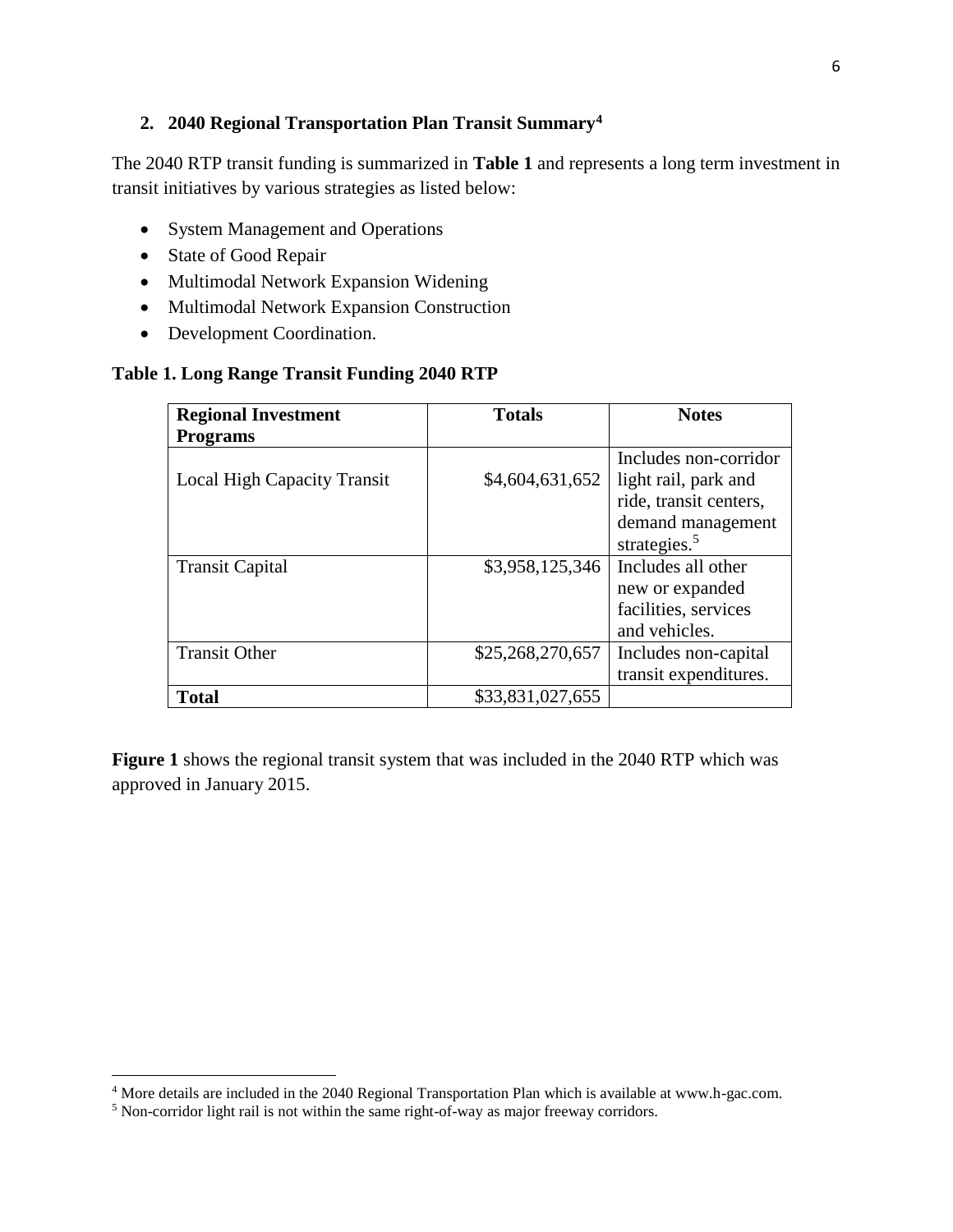## 2. 2040 Regional Transportation Plan Transit Summary[4]

The 2040 RTP transit funding is summarized in **Table 1** and represents a long term investment in transit initiatives by various strategies as listed below:

- System Management and Operations
- State of Good Repair
- Multimodal Network Expansion Widening
- Multimodal Network Expansion Construction
- Development Coordination.

**Table 1. Long Range Transit Funding 2040 RTP**

| Regional Investment Programs | Totals | Notes |
|---|---|---|
| Local High Capacity Transit | $4,604,631,652 | Includes non-corridor light rail, park and ride, transit centers, demand management strategies.[5] |
| Transit Capital | $3,958,125,346 | Includes all other new or expanded facilities, services and vehicles. |
| Transit Other | $25,268,270,657 | Includes non-capital transit expenditures. |
| **Total** | $33,831,027,655 | |

**Figure 1** shows the regional transit system that was included in the 2040 RTP which was approved in January 2015.

[4] More details are included in the 2040 Regional Transportation Plan which is available at www.h-gac.com.

[5] Non-corridor light rail is not within the same right-of-way as major freeway corridors.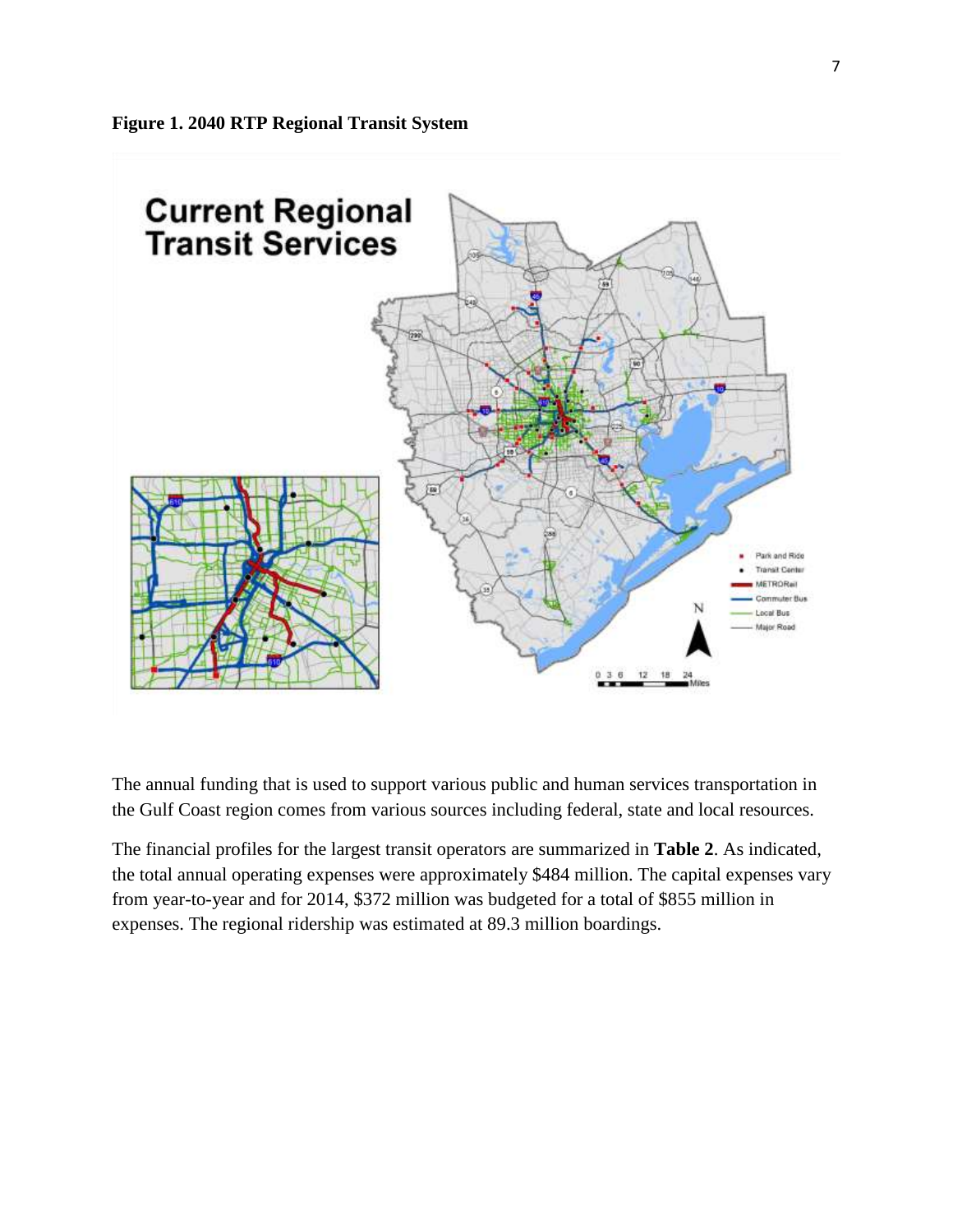**Figure 1. 2040 RTP Regional Transit System**

The annual funding that is used to support various public and human services transportation in the Gulf Coast region comes from various sources including federal, state and local resources.

The financial profiles for the largest transit operators are summarized in **Table 2**. As indicated, the total annual operating expenses were approximately $484 million. The capital expenses vary from year-to-year and for 2014, $372 million was budgeted for a total of $855 million in expenses. The regional ridership was estimated at 89.3 million boardings.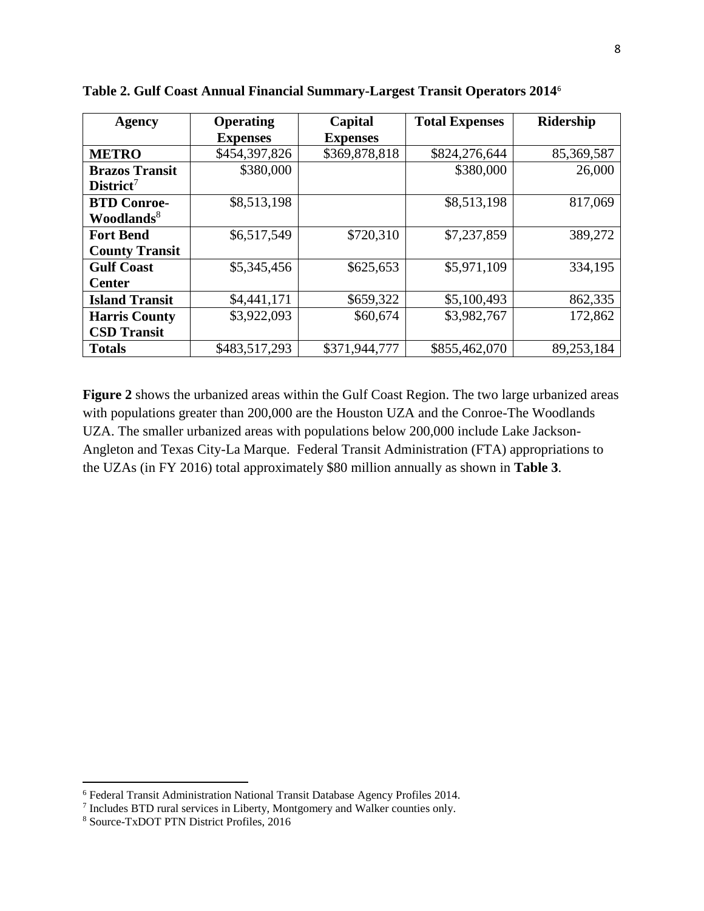**Table 2. Gulf Coast Annual Financial Summary-Largest Transit Operators 2014**[6]

| Agency | Operating Expenses | Capital Expenses | Total Expenses | Ridership |
|---|---|---|---|---|
| **METRO** | $454,397,826 | $369,878,818 | $824,276,644 | 85,369,587 |
| **Brazos Transit District**[7] | $380,000 | | $380,000 | 26,000 |
| **BTD Conroe-Woodlands**[8] | $8,513,198 | | $8,513,198 | 817,069 |
| **Fort Bend County Transit** | $6,517,549 | $720,310 | $7,237,859 | 389,272 |
| **Gulf Coast Center** | $5,345,456 | $625,653 | $5,971,109 | 334,195 |
| **Island Transit** | $4,441,171 | $659,322 | $5,100,493 | 862,335 |
| **Harris County CSD Transit** | $3,922,093 | $60,674 | $3,982,767 | 172,862 |
| **Totals** | $483,517,293 | $371,944,777 | $855,462,070 | 89,253,184 |

**Figure 2** shows the urbanized areas within the Gulf Coast Region. The two large urbanized areas with populations greater than 200,000 are the Houston UZA and the Conroe-The Woodlands UZA. The smaller urbanized areas with populations below 200,000 include Lake Jackson-Angleton and Texas City-La Marque. Federal Transit Administration (FTA) appropriations to the UZAs (in FY 2016) total approximately $80 million annually as shown in **Table 3**.

---

[6] Federal Transit Administration National Transit Database Agency Profiles 2014.

[7] Includes BTD rural services in Liberty, Montgomery and Walker counties only.

[8] Source-TxDOT PTN District Profiles, 2016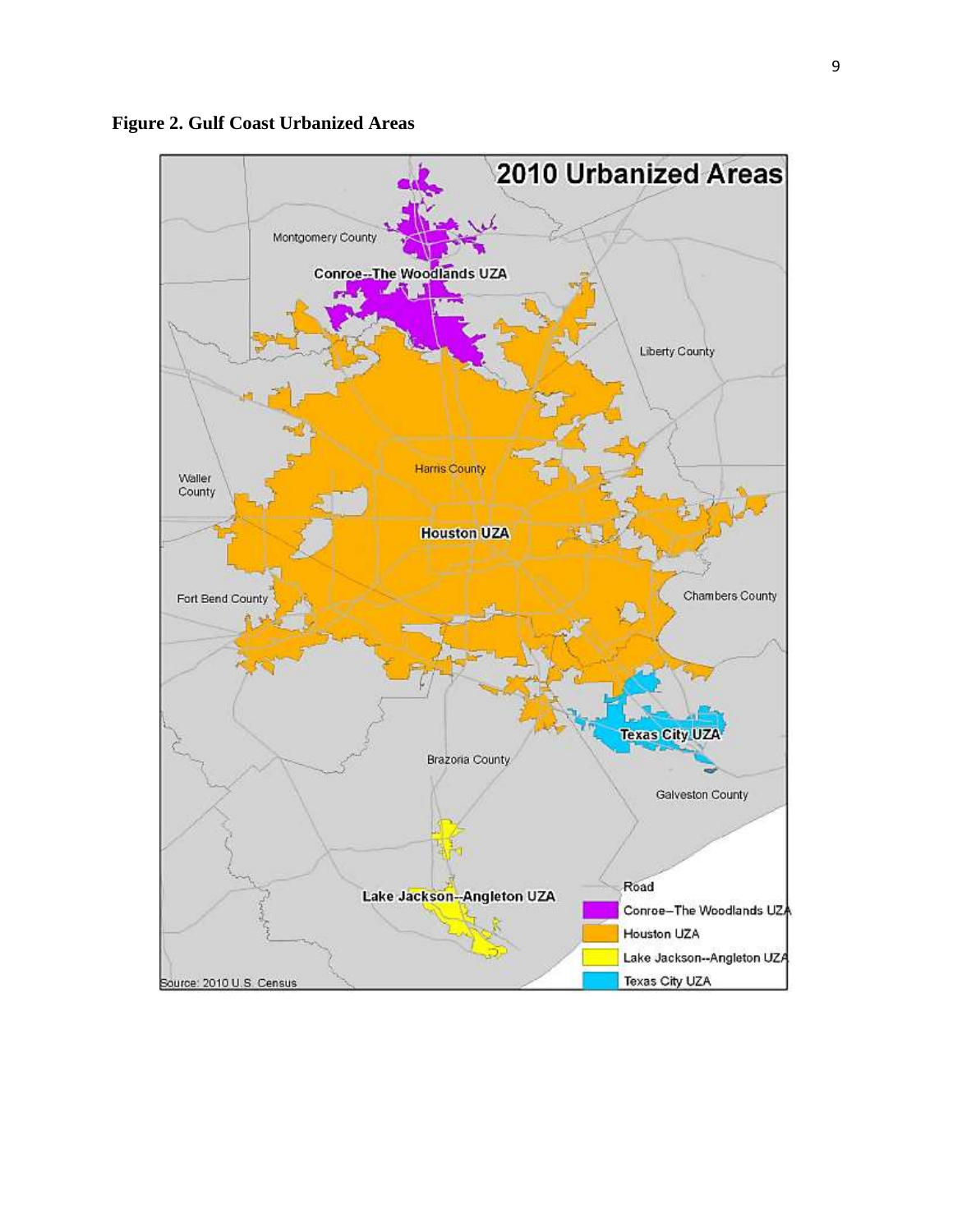**Figure 2. Gulf Coast Urbanized Areas**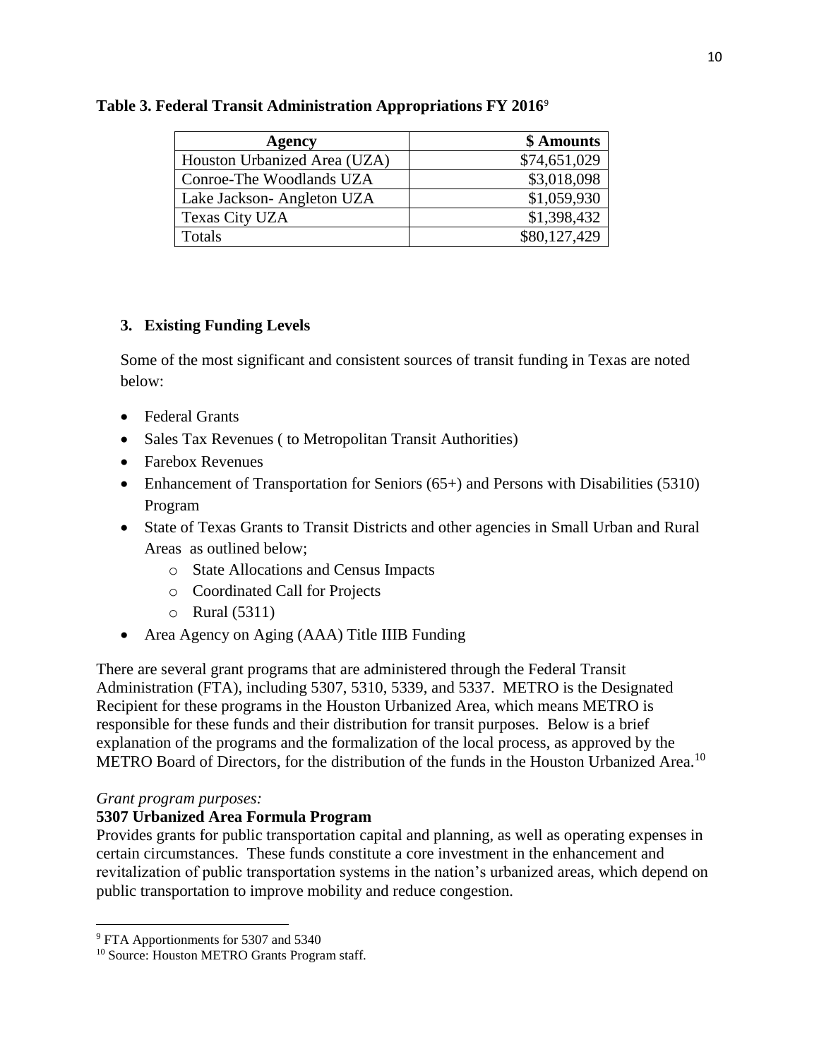**Table 3. Federal Transit Administration Appropriations FY 2016**[9]

| Agency | $ Amounts |
|---|---|
| Houston Urbanized Area (UZA) | $74,651,029 |
| Conroe-The Woodlands UZA | $3,018,098 |
| Lake Jackson- Angleton UZA | $1,059,930 |
| Texas City UZA | $1,398,432 |
| Totals | $80,127,429 |

## 3. Existing Funding Levels

Some of the most significant and consistent sources of transit funding in Texas are noted below:

- Federal Grants
- Sales Tax Revenues ( to Metropolitan Transit Authorities)
- Farebox Revenues
- Enhancement of Transportation for Seniors (65+) and Persons with Disabilities (5310) Program
- State of Texas Grants to Transit Districts and other agencies in Small Urban and Rural Areas as outlined below;
  - State Allocations and Census Impacts
  - Coordinated Call for Projects
  - Rural (5311)
- Area Agency on Aging (AAA) Title IIIB Funding

There are several grant programs that are administered through the Federal Transit Administration (FTA), including 5307, 5310, 5339, and 5337. METRO is the Designated Recipient for these programs in the Houston Urbanized Area, which means METRO is responsible for these funds and their distribution for transit purposes. Below is a brief explanation of the programs and the formalization of the local process, as approved by the METRO Board of Directors, for the distribution of the funds in the Houston Urbanized Area.[10]

*Grant program purposes:*

**5307 Urbanized Area Formula Program**

Provides grants for public transportation capital and planning, as well as operating expenses in certain circumstances. These funds constitute a core investment in the enhancement and revitalization of public transportation systems in the nation's urbanized areas, which depend on public transportation to improve mobility and reduce congestion.

[9] FTA Apportionments for 5307 and 5340

[10] Source: Houston METRO Grants Program staff.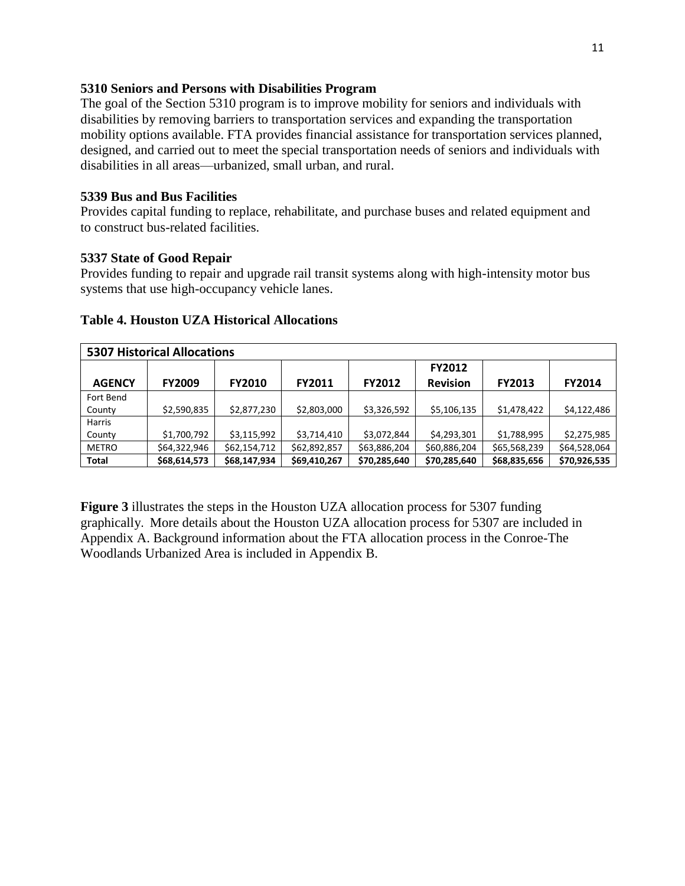**5310 Seniors and Persons with Disabilities Program**

The goal of the Section 5310 program is to improve mobility for seniors and individuals with disabilities by removing barriers to transportation services and expanding the transportation mobility options available. FTA provides financial assistance for transportation services planned, designed, and carried out to meet the special transportation needs of seniors and individuals with disabilities in all areas—urbanized, small urban, and rural.

**5339 Bus and Bus Facilities**

Provides capital funding to replace, rehabilitate, and purchase buses and related equipment and to construct bus-related facilities.

**5337 State of Good Repair**

Provides funding to repair and upgrade rail transit systems along with high-intensity motor bus systems that use high-occupancy vehicle lanes.

**Table 4. Houston UZA Historical Allocations**

| **5307 Historical Allocations** | | | | | | | |
|---|---|---|---|---|---|---|---|
| **AGENCY** | **FY2009** | **FY2010** | **FY2011** | **FY2012** | **FY2012 Revision** | **FY2013** | **FY2014** |
| Fort Bend County | $2,590,835 | $2,877,230 | $2,803,000 | $3,326,592 | $5,106,135 | $1,478,422 | $4,122,486 |
| Harris County | $1,700,792 | $3,115,992 | $3,714,410 | $3,072,844 | $4,293,301 | $1,788,995 | $2,275,985 |
| METRO | $64,322,946 | $62,154,712 | $62,892,857 | $63,886,204 | $60,886,204 | $65,568,239 | $64,528,064 |
| **Total** | **$68,614,573** | **$68,147,934** | **$69,410,267** | **$70,285,640** | **$70,285,640** | **$68,835,656** | **$70,926,535** |

**Figure 3** illustrates the steps in the Houston UZA allocation process for 5307 funding graphically. More details about the Houston UZA allocation process for 5307 are included in Appendix A. Background information about the FTA allocation process in the Conroe-The Woodlands Urbanized Area is included in Appendix B.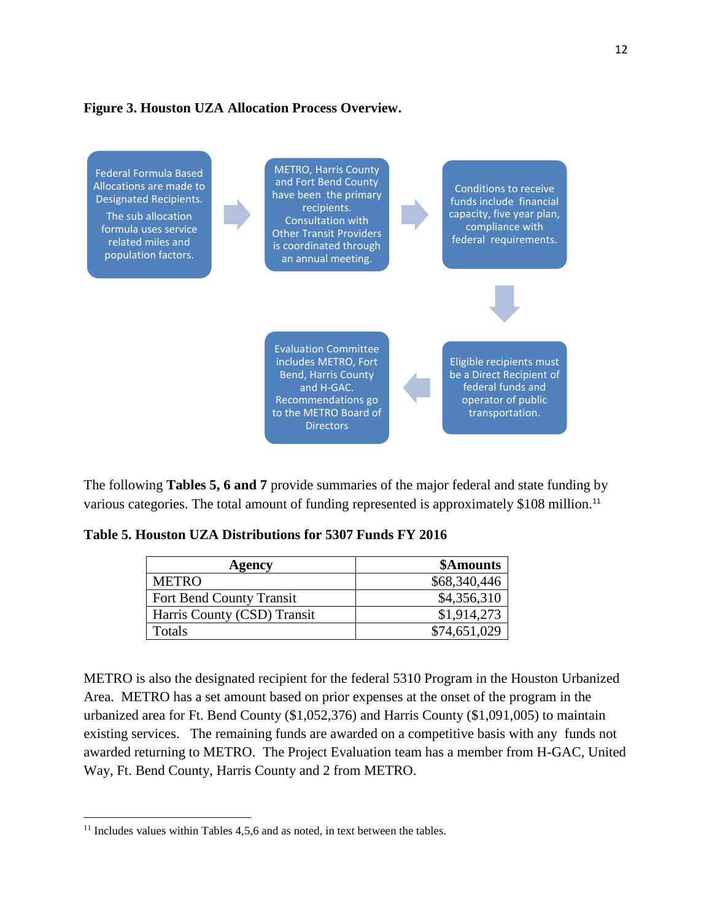**Figure 3. Houston UZA Allocation Process Overview.**

Federal Formula Based Allocations are made to Designated Recipients. The sub allocation formula uses service related miles and population factors.

METRO, Harris County and Fort Bend County have been the primary recipients. Consultation with Other Transit Providers is coordinated through an annual meeting.

Conditions to receive funds include financial capacity, five year plan, compliance with federal requirements.

Eligible recipients must be a Direct Recipient of federal funds and operator of public transportation.

Evaluation Committee includes METRO, Fort Bend, Harris County and H-GAC. Recommendations go to the METRO Board of Directors

The following **Tables 5, 6 and 7** provide summaries of the major federal and state funding by various categories. The total amount of funding represented is approximately $108 million.[11]

**Table 5. Houston UZA Distributions for 5307 Funds FY 2016**

| Agency | $Amounts |
|---|---:|
| METRO | $68,340,446 |
| Fort Bend County Transit | $4,356,310 |
| Harris County (CSD) Transit | $1,914,273 |
| Totals | $74,651,029 |

METRO is also the designated recipient for the federal 5310 Program in the Houston Urbanized Area. METRO has a set amount based on prior expenses at the onset of the program in the urbanized area for Ft. Bend County ($1,052,376) and Harris County ($1,091,005) to maintain existing services. The remaining funds are awarded on a competitive basis with any funds not awarded returning to METRO. The Project Evaluation team has a member from H-GAC, United Way, Ft. Bend County, Harris County and 2 from METRO.

[11] Includes values within Tables 4,5,6 and as noted, in text between the tables.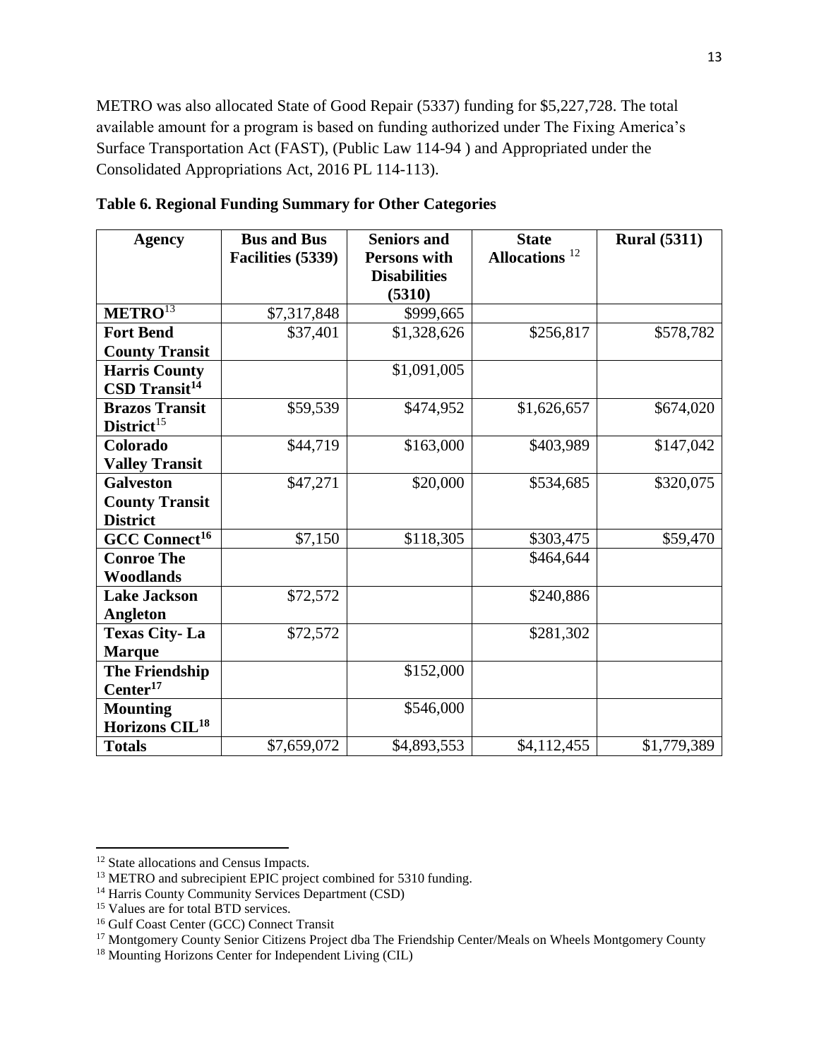METRO was also allocated State of Good Repair (5337) funding for $5,227,728. The total available amount for a program is based on funding authorized under The Fixing America's Surface Transportation Act (FAST), (Public Law 114-94 ) and Appropriated under the Consolidated Appropriations Act, 2016 PL 114-113).

**Table 6. Regional Funding Summary for Other Categories**

| Agency | Bus and Bus Facilities (5339) | Seniors and Persons with Disabilities (5310) | State Allocations [12] | Rural (5311) |
|---|---|---|---|---|
| **METRO**[13] | $7,317,848 | $999,665 | | |
| **Fort Bend County Transit** | $37,401 | $1,328,626 | $256,817 | $578,782 |
| **Harris County CSD Transit**[14] | | $1,091,005 | | |
| **Brazos Transit District**[15] | $59,539 | $474,952 | $1,626,657 | $674,020 |
| **Colorado Valley Transit** | $44,719 | $163,000 | $403,989 | $147,042 |
| **Galveston County Transit District** | $47,271 | $20,000 | $534,685 | $320,075 |
| **GCC Connect**[16] | $7,150 | $118,305 | $303,475 | $59,470 |
| **Conroe The Woodlands** | | | $464,644 | |
| **Lake Jackson Angleton** | $72,572 | | $240,886 | |
| **Texas City- La Marque** | $72,572 | | $281,302 | |
| **The Friendship Center**[17] | | $152,000 | | |
| **Mounting Horizons CIL**[18] | | $546,000 | | |
| **Totals** | $7,659,072 | $4,893,553 | $4,112,455 | $1,779,389 |

[12] State allocations and Census Impacts.

[13] METRO and subrecipient EPIC project combined for 5310 funding.

[14] Harris County Community Services Department (CSD)

[15] Values are for total BTD services.

[16] Gulf Coast Center (GCC) Connect Transit

[17] Montgomery County Senior Citizens Project dba The Friendship Center/Meals on Wheels Montgomery County

[18] Mounting Horizons Center for Independent Living (CIL)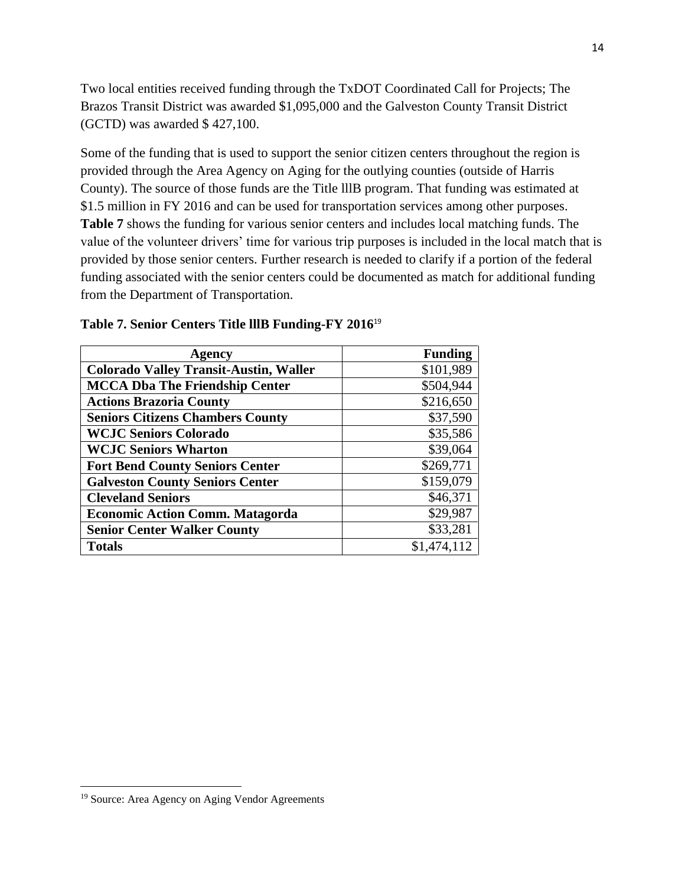Two local entities received funding through the TxDOT Coordinated Call for Projects; The Brazos Transit District was awarded $1,095,000 and the Galveston County Transit District (GCTD) was awarded $ 427,100.

Some of the funding that is used to support the senior citizen centers throughout the region is provided through the Area Agency on Aging for the outlying counties (outside of Harris County). The source of those funds are the Title lllB program. That funding was estimated at $1.5 million in FY 2016 and can be used for transportation services among other purposes. **Table 7** shows the funding for various senior centers and includes local matching funds. The value of the volunteer drivers' time for various trip purposes is included in the local match that is provided by those senior centers. Further research is needed to clarify if a portion of the federal funding associated with the senior centers could be documented as match for additional funding from the Department of Transportation.

**Table 7. Senior Centers Title lllB Funding-FY 2016**[19]

| Agency | Funding |
|---|---:|
| **Colorado Valley Transit-Austin, Waller** | $101,989 |
| **MCCA Dba The Friendship Center** | $504,944 |
| **Actions Brazoria County** | $216,650 |
| **Seniors Citizens Chambers County** | $37,590 |
| **WCJC Seniors Colorado** | $35,586 |
| **WCJC Seniors Wharton** | $39,064 |
| **Fort Bend County Seniors Center** | $269,771 |
| **Galveston County Seniors Center** | $159,079 |
| **Cleveland Seniors** | $46,371 |
| **Economic Action Comm. Matagorda** | $29,987 |
| **Senior Center Walker County** | $33,281 |
| **Totals** | $1,474,112 |

[19] Source: Area Agency on Aging Vendor Agreements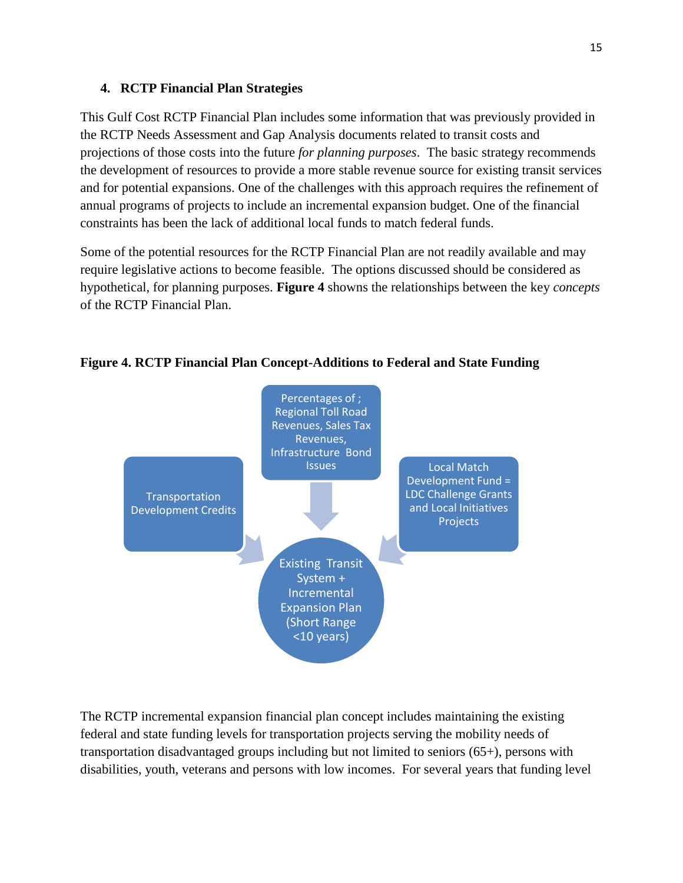### 4. RCTP Financial Plan Strategies

This Gulf Cost RCTP Financial Plan includes some information that was previously provided in the RCTP Needs Assessment and Gap Analysis documents related to transit costs and projections of those costs into the future *for planning purposes*. The basic strategy recommends the development of resources to provide a more stable revenue source for existing transit services and for potential expansions. One of the challenges with this approach requires the refinement of annual programs of projects to include an incremental expansion budget. One of the financial constraints has been the lack of additional local funds to match federal funds.

Some of the potential resources for the RCTP Financial Plan are not readily available and may require legislative actions to become feasible. The options discussed should be considered as hypothetical, for planning purposes. **Figure 4** showns the relationships between the key *concepts* of the RCTP Financial Plan.

**Figure 4. RCTP Financial Plan Concept-Additions to Federal and State Funding**

Percentages of ; Regional Toll Road Revenues, Sales Tax Revenues, Infrastructure Bond Issues

Transportation Development Credits

Local Match Development Fund = LDC Challenge Grants and Local Initiatives Projects

Existing Transit System + Incremental Expansion Plan (Short Range <10 years)

The RCTP incremental expansion financial plan concept includes maintaining the existing federal and state funding levels for transportation projects serving the mobility needs of transportation disadvantaged groups including but not limited to seniors (65+), persons with disabilities, youth, veterans and persons with low incomes. For several years that funding level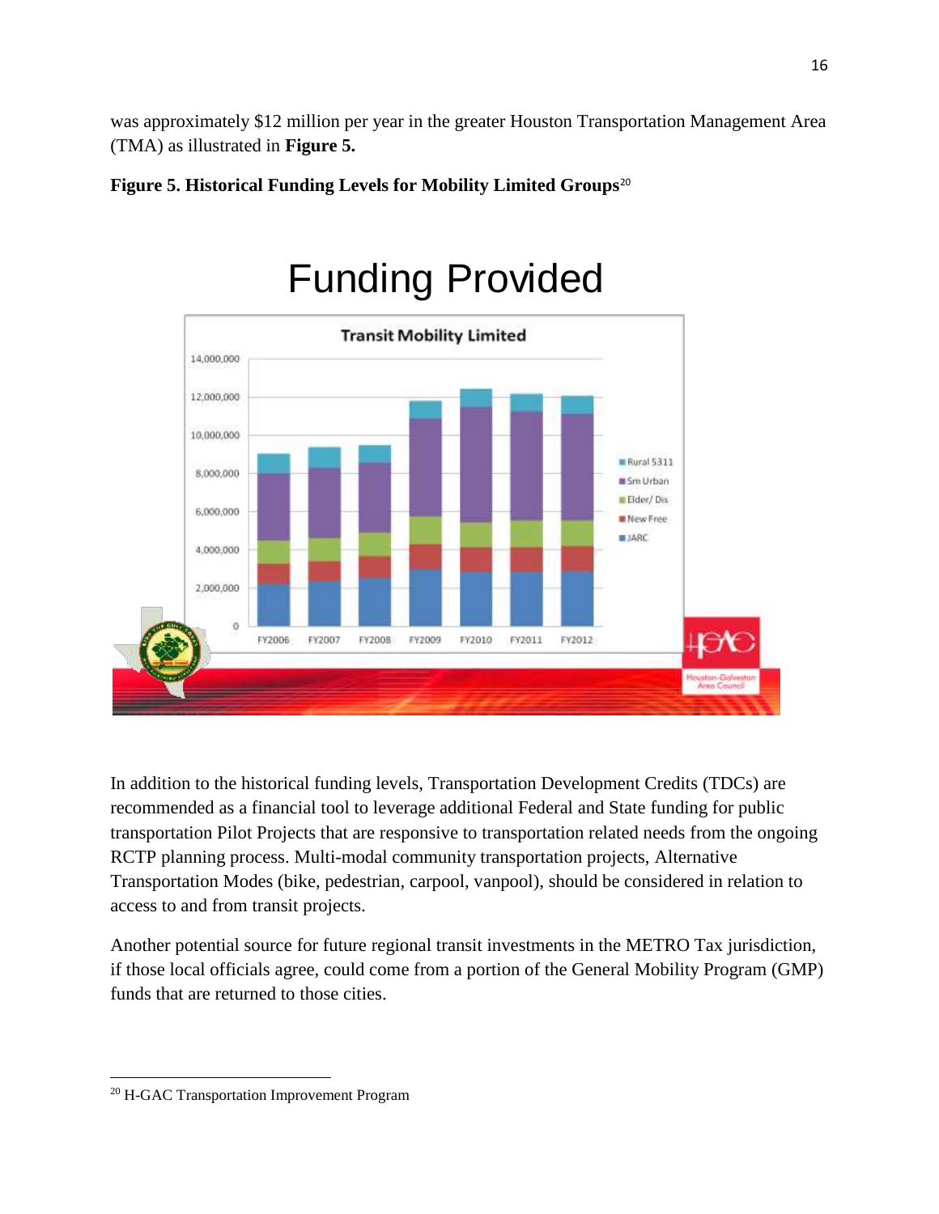was approximately $12 million per year in the greater Houston Transportation Management Area (TMA) as illustrated in **Figure 5.**

**Figure 5. Historical Funding Levels for Mobility Limited Groups**[20]

In addition to the historical funding levels, Transportation Development Credits (TDCs) are recommended as a financial tool to leverage additional Federal and State funding for public transportation Pilot Projects that are responsive to transportation related needs from the ongoing RCTP planning process. Multi-modal community transportation projects, Alternative Transportation Modes (bike, pedestrian, carpool, vanpool), should be considered in relation to access to and from transit projects.

Another potential source for future regional transit investments in the METRO Tax jurisdiction, if those local officials agree, could come from a portion of the General Mobility Program (GMP) funds that are returned to those cities.

---

[20] H-GAC Transportation Improvement Program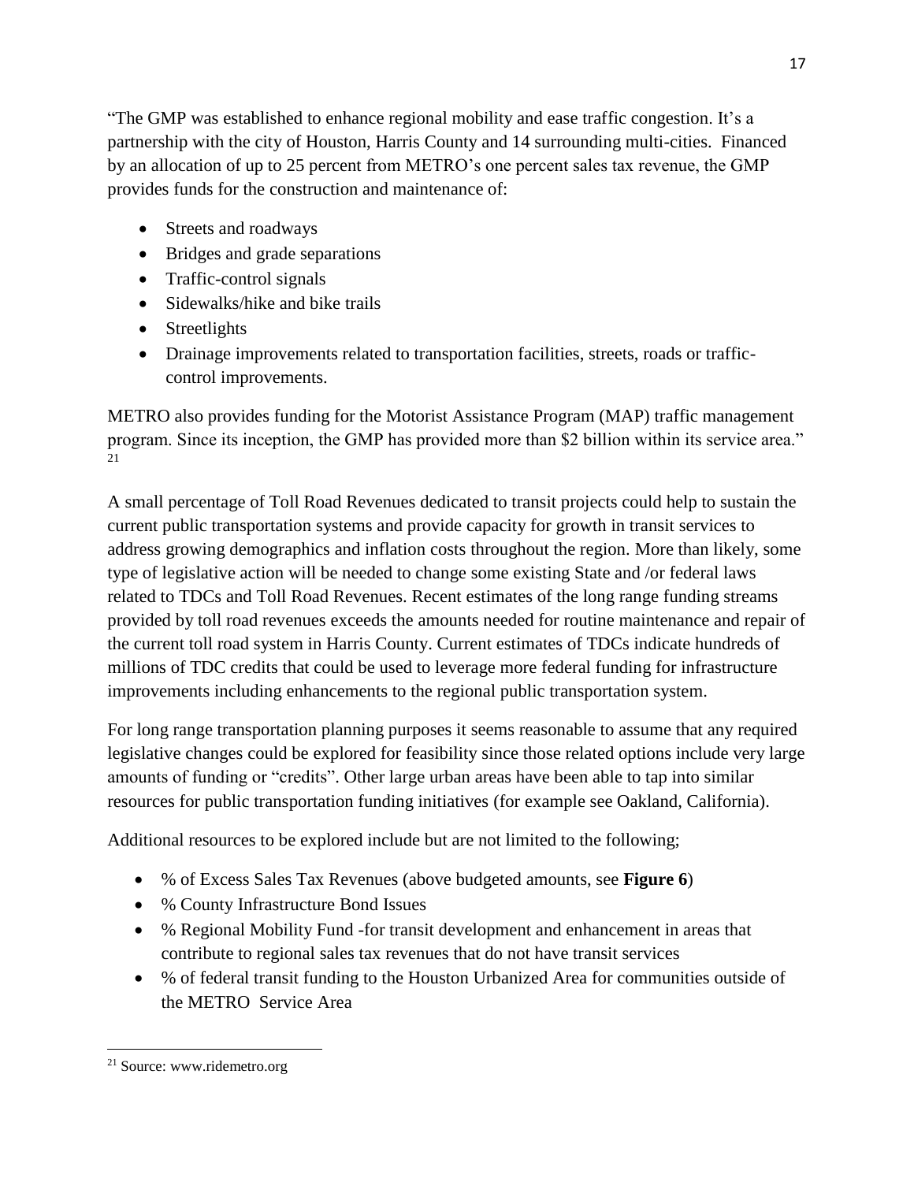"The GMP was established to enhance regional mobility and ease traffic congestion. It's a partnership with the city of Houston, Harris County and 14 surrounding multi-cities. Financed by an allocation of up to 25 percent from METRO's one percent sales tax revenue, the GMP provides funds for the construction and maintenance of:

- Streets and roadways
- Bridges and grade separations
- Traffic-control signals
- Sidewalks/hike and bike trails
- Streetlights
- Drainage improvements related to transportation facilities, streets, roads or traffic-control improvements.

METRO also provides funding for the Motorist Assistance Program (MAP) traffic management program. Since its inception, the GMP has provided more than $2 billion within its service area." [21]

A small percentage of Toll Road Revenues dedicated to transit projects could help to sustain the current public transportation systems and provide capacity for growth in transit services to address growing demographics and inflation costs throughout the region. More than likely, some type of legislative action will be needed to change some existing State and /or federal laws related to TDCs and Toll Road Revenues. Recent estimates of the long range funding streams provided by toll road revenues exceeds the amounts needed for routine maintenance and repair of the current toll road system in Harris County. Current estimates of TDCs indicate hundreds of millions of TDC credits that could be used to leverage more federal funding for infrastructure improvements including enhancements to the regional public transportation system.

For long range transportation planning purposes it seems reasonable to assume that any required legislative changes could be explored for feasibility since those related options include very large amounts of funding or "credits". Other large urban areas have been able to tap into similar resources for public transportation funding initiatives (for example see Oakland, California).

Additional resources to be explored include but are not limited to the following;

- % of Excess Sales Tax Revenues (above budgeted amounts, see **Figure 6**)
- % County Infrastructure Bond Issues
- % Regional Mobility Fund -for transit development and enhancement in areas that contribute to regional sales tax revenues that do not have transit services
- % of federal transit funding to the Houston Urbanized Area for communities outside of the METRO Service Area

[21] Source: www.ridemetro.org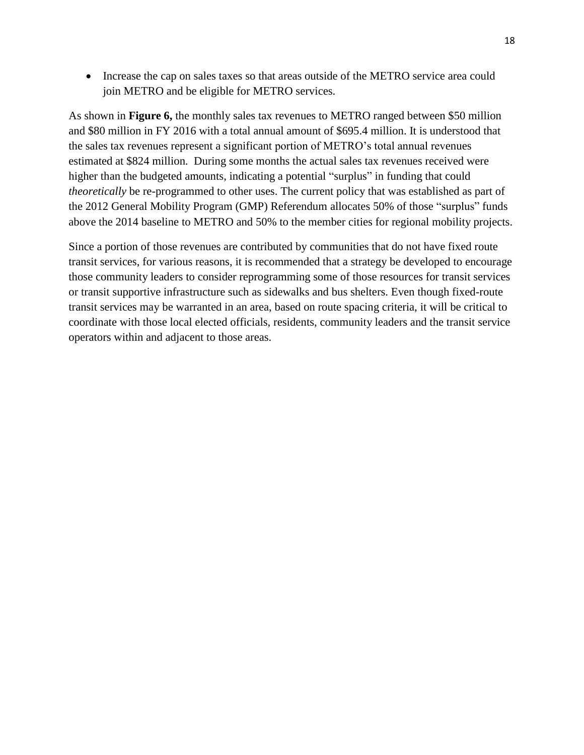- Increase the cap on sales taxes so that areas outside of the METRO service area could join METRO and be eligible for METRO services.

As shown in **Figure 6,** the monthly sales tax revenues to METRO ranged between $50 million and $80 million in FY 2016 with a total annual amount of $695.4 million. It is understood that the sales tax revenues represent a significant portion of METRO's total annual revenues estimated at $824 million. During some months the actual sales tax revenues received were higher than the budgeted amounts, indicating a potential "surplus" in funding that could *theoretically* be re-programmed to other uses. The current policy that was established as part of the 2012 General Mobility Program (GMP) Referendum allocates 50% of those "surplus" funds above the 2014 baseline to METRO and 50% to the member cities for regional mobility projects.

Since a portion of those revenues are contributed by communities that do not have fixed route transit services, for various reasons, it is recommended that a strategy be developed to encourage those community leaders to consider reprogramming some of those resources for transit services or transit supportive infrastructure such as sidewalks and bus shelters. Even though fixed-route transit services may be warranted in an area, based on route spacing criteria, it will be critical to coordinate with those local elected officials, residents, community leaders and the transit service operators within and adjacent to those areas.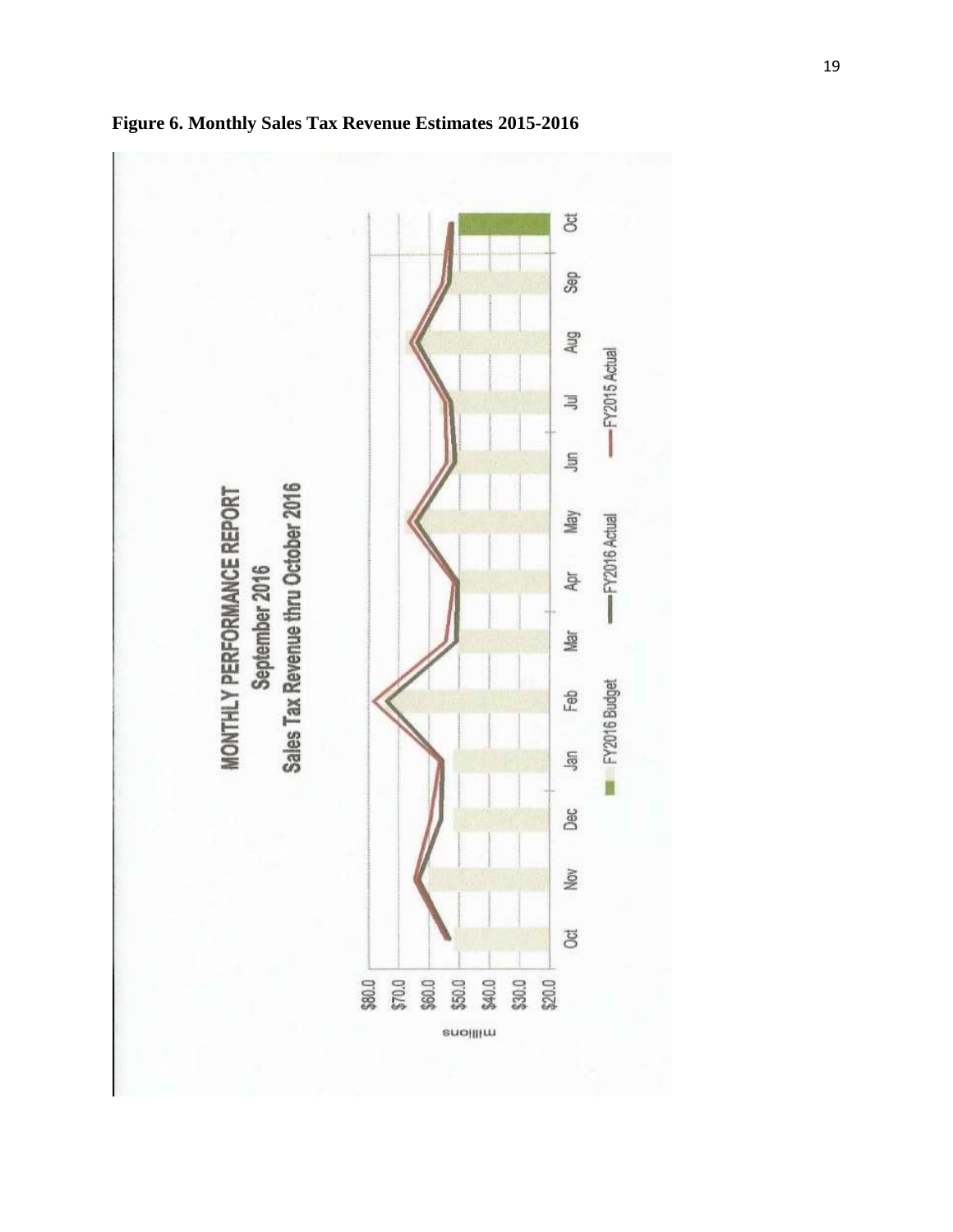**Figure 6. Monthly Sales Tax Revenue Estimates 2015-2016**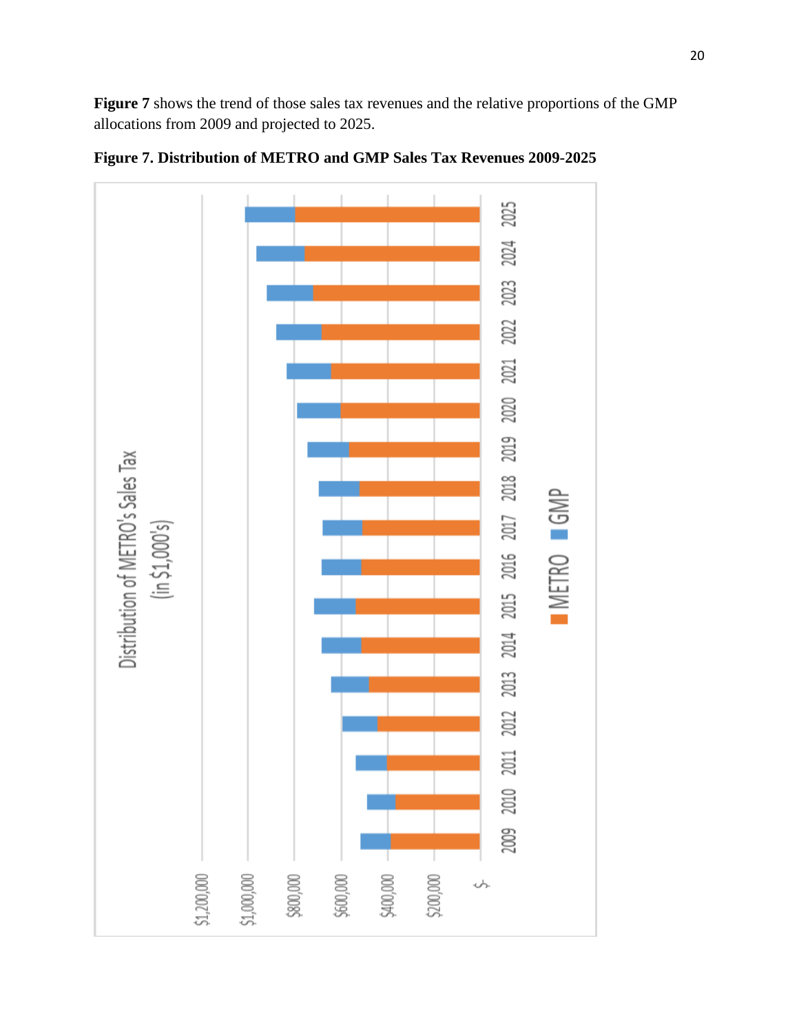**Figure 7** shows the trend of those sales tax revenues and the relative proportions of the GMP allocations from 2009 and projected to 2025.

**Figure 7. Distribution of METRO and GMP Sales Tax Revenues 2009-2025**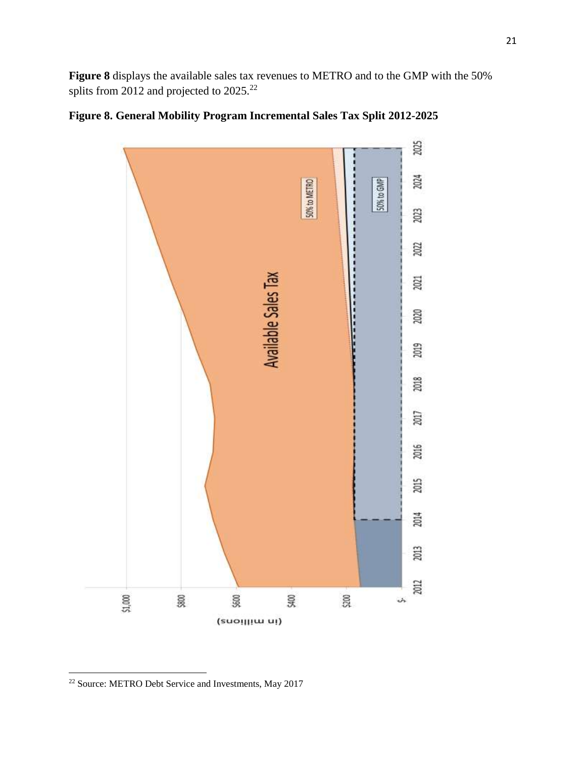**Figure 8** displays the available sales tax revenues to METRO and to the GMP with the 50% splits from 2012 and projected to 2025.[22]

**Figure 8. General Mobility Program Incremental Sales Tax Split 2012-2025**

[22] Source: METRO Debt Service and Investments, May 2017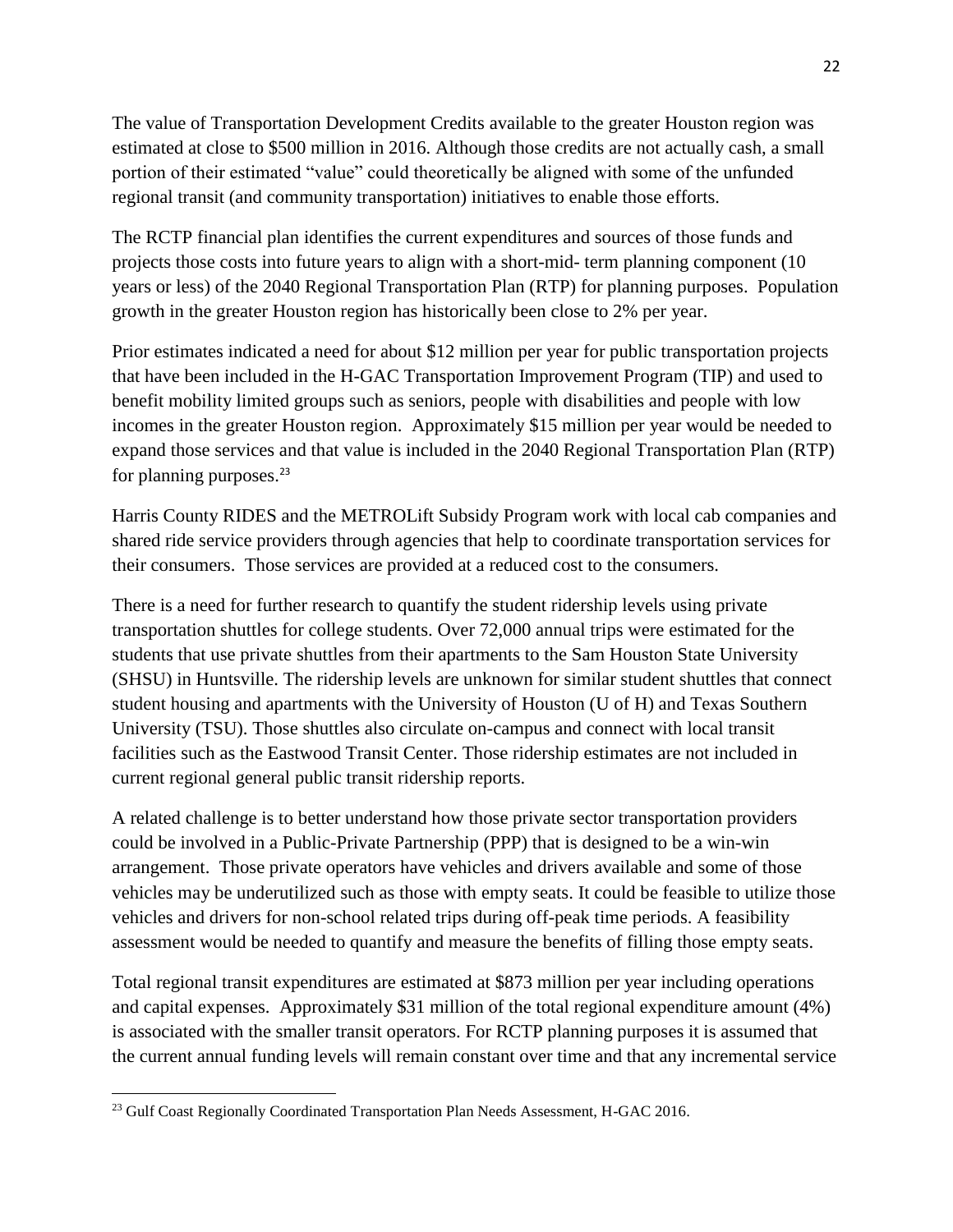The value of Transportation Development Credits available to the greater Houston region was estimated at close to $500 million in 2016. Although those credits are not actually cash, a small portion of their estimated "value" could theoretically be aligned with some of the unfunded regional transit (and community transportation) initiatives to enable those efforts.

The RCTP financial plan identifies the current expenditures and sources of those funds and projects those costs into future years to align with a short-mid- term planning component (10 years or less) of the 2040 Regional Transportation Plan (RTP) for planning purposes. Population growth in the greater Houston region has historically been close to 2% per year.

Prior estimates indicated a need for about $12 million per year for public transportation projects that have been included in the H-GAC Transportation Improvement Program (TIP) and used to benefit mobility limited groups such as seniors, people with disabilities and people with low incomes in the greater Houston region. Approximately $15 million per year would be needed to expand those services and that value is included in the 2040 Regional Transportation Plan (RTP) for planning purposes.[23]

Harris County RIDES and the METROLift Subsidy Program work with local cab companies and shared ride service providers through agencies that help to coordinate transportation services for their consumers. Those services are provided at a reduced cost to the consumers.

There is a need for further research to quantify the student ridership levels using private transportation shuttles for college students. Over 72,000 annual trips were estimated for the students that use private shuttles from their apartments to the Sam Houston State University (SHSU) in Huntsville. The ridership levels are unknown for similar student shuttles that connect student housing and apartments with the University of Houston (U of H) and Texas Southern University (TSU). Those shuttles also circulate on-campus and connect with local transit facilities such as the Eastwood Transit Center. Those ridership estimates are not included in current regional general public transit ridership reports.

A related challenge is to better understand how those private sector transportation providers could be involved in a Public-Private Partnership (PPP) that is designed to be a win-win arrangement. Those private operators have vehicles and drivers available and some of those vehicles may be underutilized such as those with empty seats. It could be feasible to utilize those vehicles and drivers for non-school related trips during off-peak time periods. A feasibility assessment would be needed to quantify and measure the benefits of filling those empty seats.

Total regional transit expenditures are estimated at $873 million per year including operations and capital expenses. Approximately $31 million of the total regional expenditure amount (4%) is associated with the smaller transit operators. For RCTP planning purposes it is assumed that the current annual funding levels will remain constant over time and that any incremental service

[23] Gulf Coast Regionally Coordinated Transportation Plan Needs Assessment, H-GAC 2016.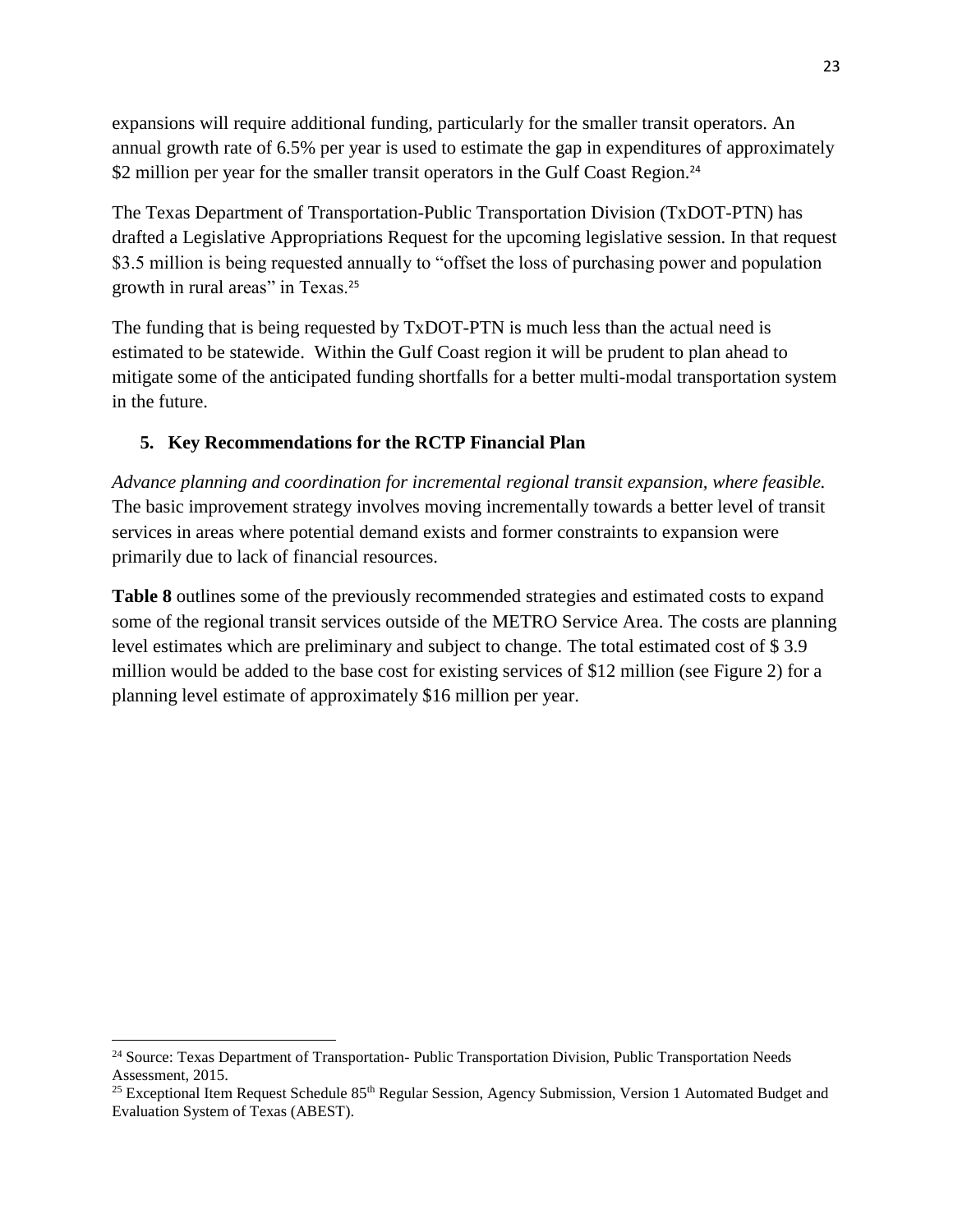expansions will require additional funding, particularly for the smaller transit operators. An annual growth rate of 6.5% per year is used to estimate the gap in expenditures of approximately $2 million per year for the smaller transit operators in the Gulf Coast Region.[24]

The Texas Department of Transportation-Public Transportation Division (TxDOT-PTN) has drafted a Legislative Appropriations Request for the upcoming legislative session. In that request $3.5 million is being requested annually to "offset the loss of purchasing power and population growth in rural areas" in Texas.[25]

The funding that is being requested by TxDOT-PTN is much less than the actual need is estimated to be statewide. Within the Gulf Coast region it will be prudent to plan ahead to mitigate some of the anticipated funding shortfalls for a better multi-modal transportation system in the future.

## 5. Key Recommendations for the RCTP Financial Plan

*Advance planning and coordination for incremental regional transit expansion, where feasible.* The basic improvement strategy involves moving incrementally towards a better level of transit services in areas where potential demand exists and former constraints to expansion were primarily due to lack of financial resources.

**Table 8** outlines some of the previously recommended strategies and estimated costs to expand some of the regional transit services outside of the METRO Service Area. The costs are planning level estimates which are preliminary and subject to change. The total estimated cost of $ 3.9 million would be added to the base cost for existing services of $12 million (see Figure 2) for a planning level estimate of approximately $16 million per year.

---

[24] Source: Texas Department of Transportation- Public Transportation Division, Public Transportation Needs Assessment, 2015.

[25] Exceptional Item Request Schedule 85th Regular Session, Agency Submission, Version 1 Automated Budget and Evaluation System of Texas (ABEST).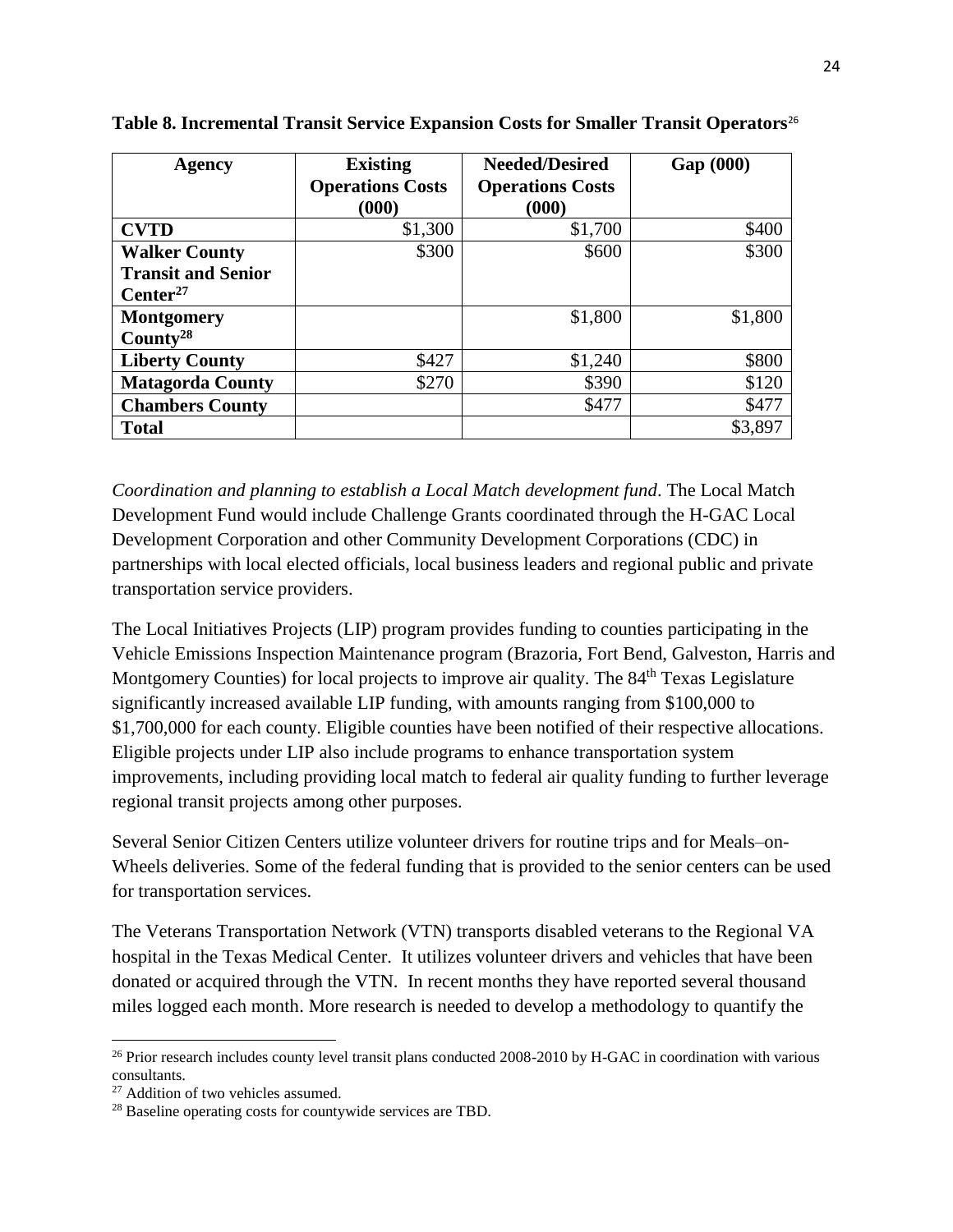**Table 8. Incremental Transit Service Expansion Costs for Smaller Transit Operators**[26]

| Agency | Existing Operations Costs (000) | Needed/Desired Operations Costs (000) | Gap (000) |
|---|---|---|---|
| **CVTD** | $1,300 | $1,700 | $400 |
| **Walker County Transit and Senior Center**[27] | $300 | $600 | $300 |
| **Montgomery County**[28] | | $1,800 | $1,800 |
| **Liberty County** | $427 | $1,240 | $800 |
| **Matagorda County** | $270 | $390 | $120 |
| **Chambers County** | | $477 | $477 |
| **Total** | | | $3,897 |

*Coordination and planning to establish a Local Match development fund*. The Local Match Development Fund would include Challenge Grants coordinated through the H-GAC Local Development Corporation and other Community Development Corporations (CDC) in partnerships with local elected officials, local business leaders and regional public and private transportation service providers.

The Local Initiatives Projects (LIP) program provides funding to counties participating in the Vehicle Emissions Inspection Maintenance program (Brazoria, Fort Bend, Galveston, Harris and Montgomery Counties) for local projects to improve air quality. The 84th Texas Legislature significantly increased available LIP funding, with amounts ranging from $100,000 to $1,700,000 for each county. Eligible counties have been notified of their respective allocations. Eligible projects under LIP also include programs to enhance transportation system improvements, including providing local match to federal air quality funding to further leverage regional transit projects among other purposes.

Several Senior Citizen Centers utilize volunteer drivers for routine trips and for Meals–on-Wheels deliveries. Some of the federal funding that is provided to the senior centers can be used for transportation services.

The Veterans Transportation Network (VTN) transports disabled veterans to the Regional VA hospital in the Texas Medical Center. It utilizes volunteer drivers and vehicles that have been donated or acquired through the VTN. In recent months they have reported several thousand miles logged each month. More research is needed to develop a methodology to quantify the

---

[26] Prior research includes county level transit plans conducted 2008-2010 by H-GAC in coordination with various consultants.

[27] Addition of two vehicles assumed.

[28] Baseline operating costs for countywide services are TBD.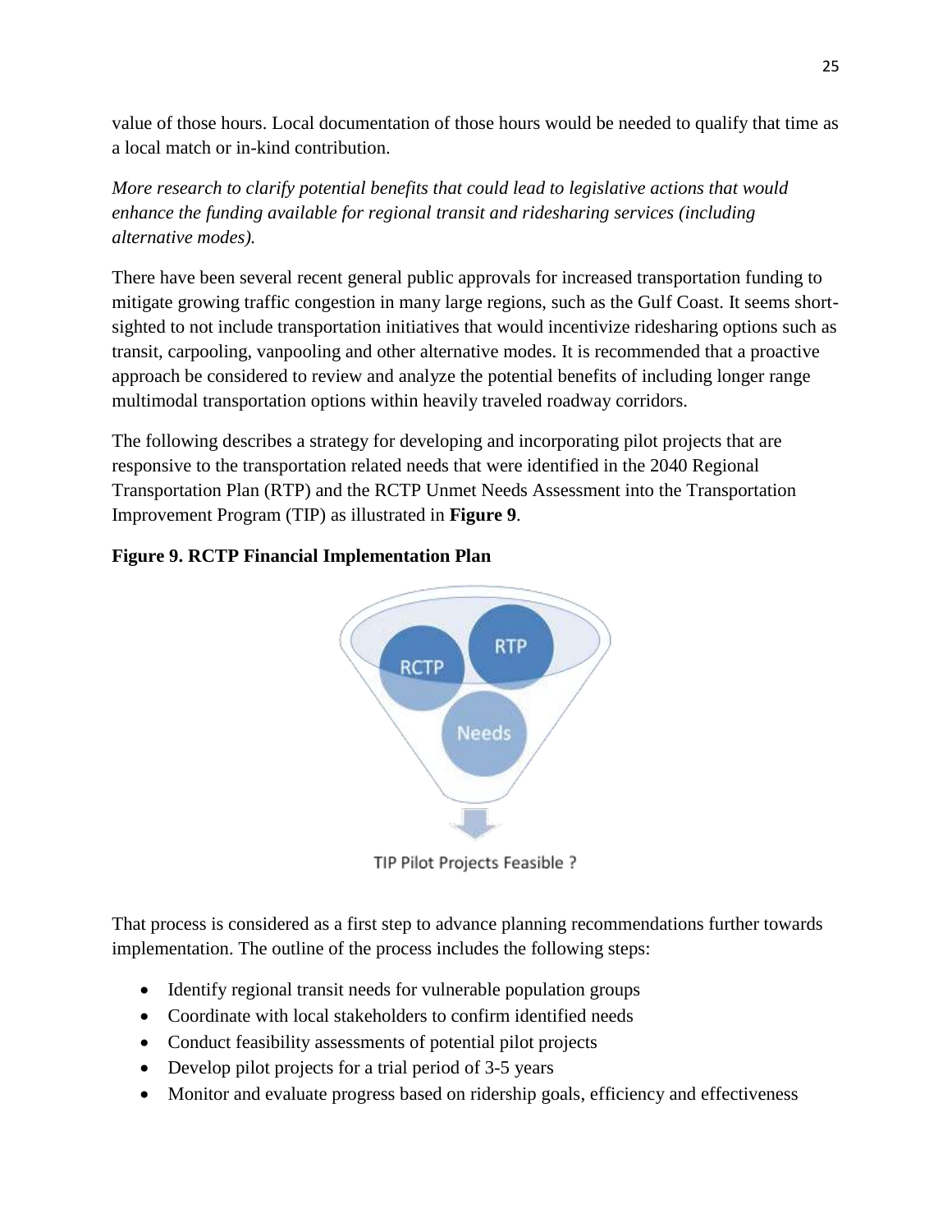value of those hours. Local documentation of those hours would be needed to qualify that time as a local match or in-kind contribution.

*More research to clarify potential benefits that could lead to legislative actions that would enhance the funding available for regional transit and ridesharing services (including alternative modes).*

There have been several recent general public approvals for increased transportation funding to mitigate growing traffic congestion in many large regions, such as the Gulf Coast. It seems short-sighted to not include transportation initiatives that would incentivize ridesharing options such as transit, carpooling, vanpooling and other alternative modes. It is recommended that a proactive approach be considered to review and analyze the potential benefits of including longer range multimodal transportation options within heavily traveled roadway corridors.

The following describes a strategy for developing and incorporating pilot projects that are responsive to the transportation related needs that were identified in the 2040 Regional Transportation Plan (RTP) and the RCTP Unmet Needs Assessment into the Transportation Improvement Program (TIP) as illustrated in **Figure 9**.

**Figure 9. RCTP Financial Implementation Plan**

RCTP

RTP

Needs

TIP Pilot Projects Feasible ?

That process is considered as a first step to advance planning recommendations further towards implementation. The outline of the process includes the following steps:

- Identify regional transit needs for vulnerable population groups
- Coordinate with local stakeholders to confirm identified needs
- Conduct feasibility assessments of potential pilot projects
- Develop pilot projects for a trial period of 3-5 years
- Monitor and evaluate progress based on ridership goals, efficiency and effectiveness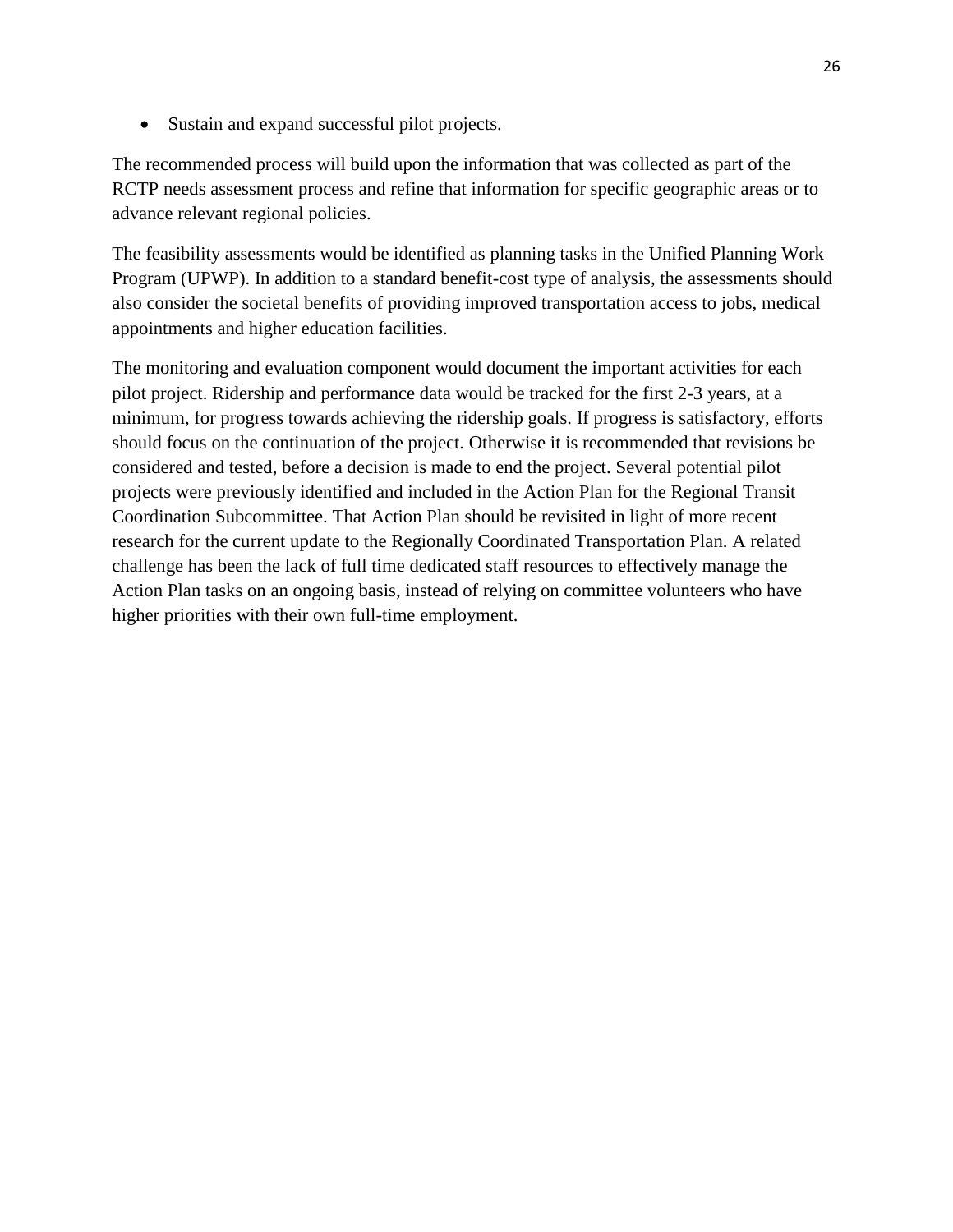- Sustain and expand successful pilot projects.

The recommended process will build upon the information that was collected as part of the RCTP needs assessment process and refine that information for specific geographic areas or to advance relevant regional policies.

The feasibility assessments would be identified as planning tasks in the Unified Planning Work Program (UPWP). In addition to a standard benefit-cost type of analysis, the assessments should also consider the societal benefits of providing improved transportation access to jobs, medical appointments and higher education facilities.

The monitoring and evaluation component would document the important activities for each pilot project. Ridership and performance data would be tracked for the first 2-3 years, at a minimum, for progress towards achieving the ridership goals. If progress is satisfactory, efforts should focus on the continuation of the project. Otherwise it is recommended that revisions be considered and tested, before a decision is made to end the project. Several potential pilot projects were previously identified and included in the Action Plan for the Regional Transit Coordination Subcommittee. That Action Plan should be revisited in light of more recent research for the current update to the Regionally Coordinated Transportation Plan. A related challenge has been the lack of full time dedicated staff resources to effectively manage the Action Plan tasks on an ongoing basis, instead of relying on committee volunteers who have higher priorities with their own full-time employment.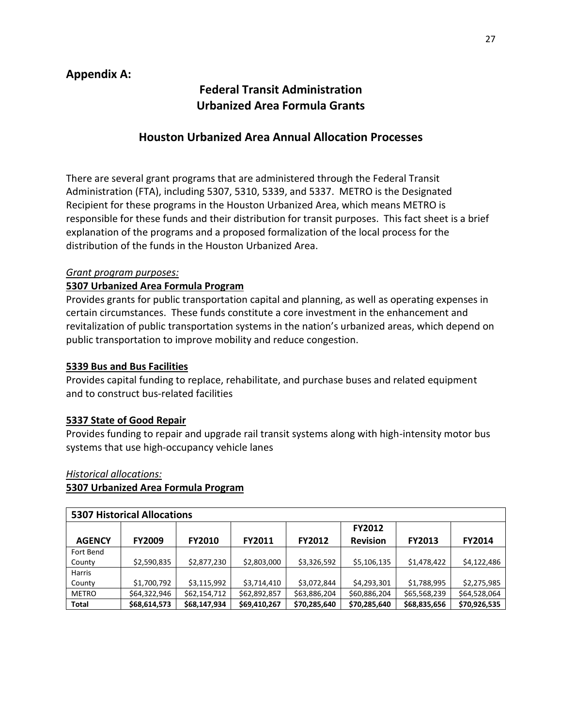## Appendix A:

# Federal Transit Administration
# Urbanized Area Formula Grants

## Houston Urbanized Area Annual Allocation Processes

There are several grant programs that are administered through the Federal Transit Administration (FTA), including 5307, 5310, 5339, and 5337. METRO is the Designated Recipient for these programs in the Houston Urbanized Area, which means METRO is responsible for these funds and their distribution for transit purposes. This fact sheet is a brief explanation of the programs and a proposed formalization of the local process for the distribution of the funds in the Houston Urbanized Area.

*Grant program purposes:*

**5307 Urbanized Area Formula Program**

Provides grants for public transportation capital and planning, as well as operating expenses in certain circumstances. These funds constitute a core investment in the enhancement and revitalization of public transportation systems in the nation's urbanized areas, which depend on public transportation to improve mobility and reduce congestion.

**5339 Bus and Bus Facilities**

Provides capital funding to replace, rehabilitate, and purchase buses and related equipment and to construct bus-related facilities

**5337 State of Good Repair**

Provides funding to repair and upgrade rail transit systems along with high-intensity motor bus systems that use high-occupancy vehicle lanes

*Historical allocations:*

**5307 Urbanized Area Formula Program**

| 5307 Historical Allocations | | | | | | | |
|---|---|---|---|---|---|---|---|
| **AGENCY** | **FY2009** | **FY2010** | **FY2011** | **FY2012** | **FY2012 Revision** | **FY2013** | **FY2014** |
| Fort Bend County | $2,590,835 | $2,877,230 | $2,803,000 | $3,326,592 | $5,106,135 | $1,478,422 | $4,122,486 |
| Harris County | $1,700,792 | $3,115,992 | $3,714,410 | $3,072,844 | $4,293,301 | $1,788,995 | $2,275,985 |
| METRO | $64,322,946 | $62,154,712 | $62,892,857 | $63,886,204 | $60,886,204 | $65,568,239 | $64,528,064 |
| **Total** | **$68,614,573** | **$68,147,934** | **$69,410,267** | **$70,285,640** | **$70,285,640** | **$68,835,656** | **$70,926,535** |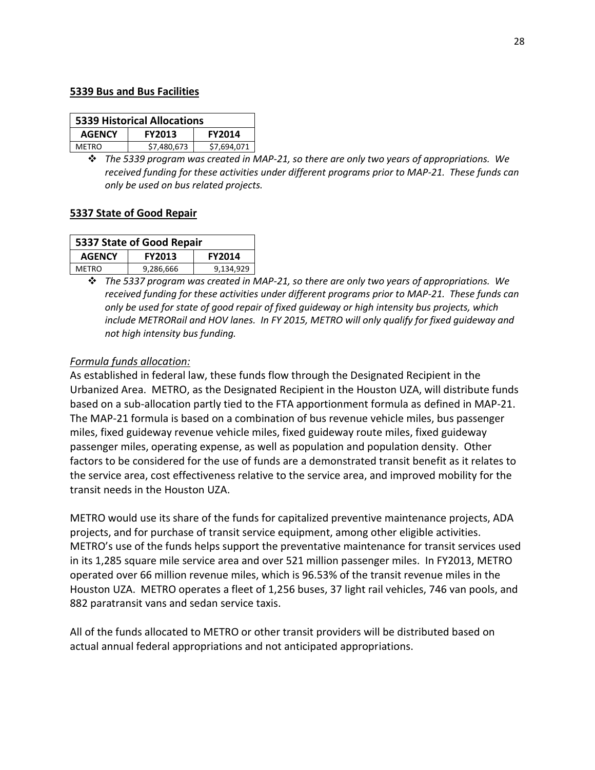**5339 Bus and Bus Facilities**

| 5339 Historical Allocations | | |
|---|---|---|
| **AGENCY** | **FY2013** | **FY2014** |
| METRO | $7,480,673 | $7,694,071 |

- *The 5339 program was created in MAP-21, so there are only two years of appropriations. We received funding for these activities under different programs prior to MAP-21. These funds can only be used on bus related projects.*

**5337 State of Good Repair**

| 5337 State of Good Repair | | |
|---|---|---|
| **AGENCY** | **FY2013** | **FY2014** |
| METRO | 9,286,666 | 9,134,929 |

- *The 5337 program was created in MAP-21, so there are only two years of appropriations. We received funding for these activities under different programs prior to MAP-21. These funds can only be used for state of good repair of fixed guideway or high intensity bus projects, which include METRORail and HOV lanes. In FY 2015, METRO will only qualify for fixed guideway and not high intensity bus funding.*

*Formula funds allocation:*

As established in federal law, these funds flow through the Designated Recipient in the Urbanized Area. METRO, as the Designated Recipient in the Houston UZA, will distribute funds based on a sub-allocation partly tied to the FTA apportionment formula as defined in MAP-21. The MAP-21 formula is based on a combination of bus revenue vehicle miles, bus passenger miles, fixed guideway revenue vehicle miles, fixed guideway route miles, fixed guideway passenger miles, operating expense, as well as population and population density. Other factors to be considered for the use of funds are a demonstrated transit benefit as it relates to the service area, cost effectiveness relative to the service area, and improved mobility for the transit needs in the Houston UZA.

METRO would use its share of the funds for capitalized preventive maintenance projects, ADA projects, and for purchase of transit service equipment, among other eligible activities. METRO's use of the funds helps support the preventative maintenance for transit services used in its 1,285 square mile service area and over 521 million passenger miles. In FY2013, METRO operated over 66 million revenue miles, which is 96.53% of the transit revenue miles in the Houston UZA. METRO operates a fleet of 1,256 buses, 37 light rail vehicles, 746 van pools, and 882 paratransit vans and sedan service taxis.

All of the funds allocated to METRO or other transit providers will be distributed based on actual annual federal appropriations and not anticipated appropriations.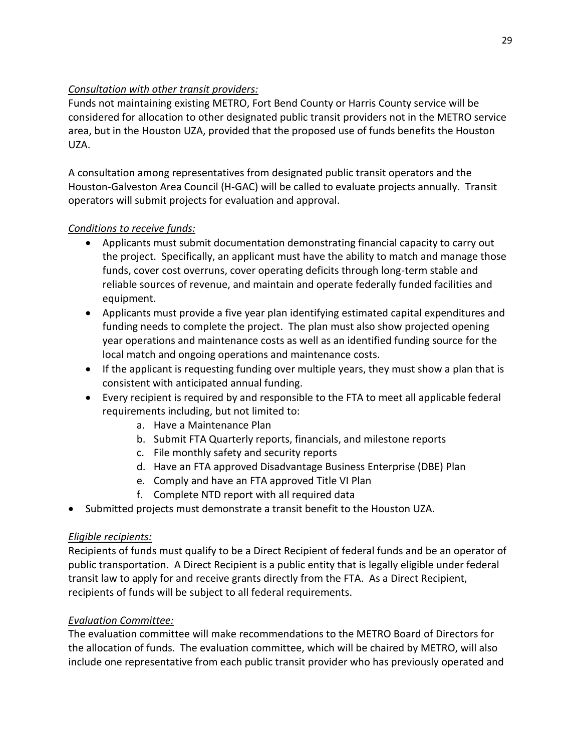*Consultation with other transit providers:*

Funds not maintaining existing METRO, Fort Bend County or Harris County service will be considered for allocation to other designated public transit providers not in the METRO service area, but in the Houston UZA, provided that the proposed use of funds benefits the Houston UZA.

A consultation among representatives from designated public transit operators and the Houston-Galveston Area Council (H-GAC) will be called to evaluate projects annually. Transit operators will submit projects for evaluation and approval.

*Conditions to receive funds:*

- Applicants must submit documentation demonstrating financial capacity to carry out the project. Specifically, an applicant must have the ability to match and manage those funds, cover cost overruns, cover operating deficits through long-term stable and reliable sources of revenue, and maintain and operate federally funded facilities and equipment.
- Applicants must provide a five year plan identifying estimated capital expenditures and funding needs to complete the project. The plan must also show projected opening year operations and maintenance costs as well as an identified funding source for the local match and ongoing operations and maintenance costs.
- If the applicant is requesting funding over multiple years, they must show a plan that is consistent with anticipated annual funding.
- Every recipient is required by and responsible to the FTA to meet all applicable federal requirements including, but not limited to:
    a. Have a Maintenance Plan
    b. Submit FTA Quarterly reports, financials, and milestone reports
    c. File monthly safety and security reports
    d. Have an FTA approved Disadvantage Business Enterprise (DBE) Plan
    e. Comply and have an FTA approved Title VI Plan
    f. Complete NTD report with all required data
- Submitted projects must demonstrate a transit benefit to the Houston UZA.

*Eligible recipients:*

Recipients of funds must qualify to be a Direct Recipient of federal funds and be an operator of public transportation. A Direct Recipient is a public entity that is legally eligible under federal transit law to apply for and receive grants directly from the FTA. As a Direct Recipient, recipients of funds will be subject to all federal requirements.

*Evaluation Committee:*

The evaluation committee will make recommendations to the METRO Board of Directors for the allocation of funds. The evaluation committee, which will be chaired by METRO, will also include one representative from each public transit provider who has previously operated and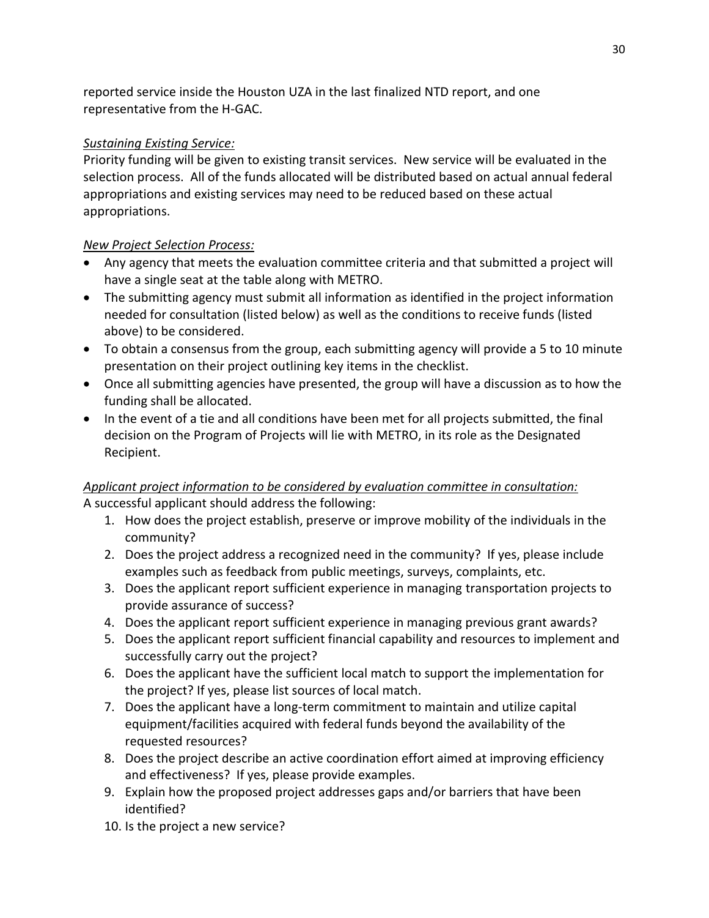reported service inside the Houston UZA in the last finalized NTD report, and one representative from the H-GAC.

*Sustaining Existing Service:*

Priority funding will be given to existing transit services. New service will be evaluated in the selection process. All of the funds allocated will be distributed based on actual annual federal appropriations and existing services may need to be reduced based on these actual appropriations.

*New Project Selection Process:*

- Any agency that meets the evaluation committee criteria and that submitted a project will have a single seat at the table along with METRO.
- The submitting agency must submit all information as identified in the project information needed for consultation (listed below) as well as the conditions to receive funds (listed above) to be considered.
- To obtain a consensus from the group, each submitting agency will provide a 5 to 10 minute presentation on their project outlining key items in the checklist.
- Once all submitting agencies have presented, the group will have a discussion as to how the funding shall be allocated.
- In the event of a tie and all conditions have been met for all projects submitted, the final decision on the Program of Projects will lie with METRO, in its role as the Designated Recipient.

*Applicant project information to be considered by evaluation committee in consultation:*

A successful applicant should address the following:

1. How does the project establish, preserve or improve mobility of the individuals in the community?
2. Does the project address a recognized need in the community? If yes, please include examples such as feedback from public meetings, surveys, complaints, etc.
3. Does the applicant report sufficient experience in managing transportation projects to provide assurance of success?
4. Does the applicant report sufficient experience in managing previous grant awards?
5. Does the applicant report sufficient financial capability and resources to implement and successfully carry out the project?
6. Does the applicant have the sufficient local match to support the implementation for the project? If yes, please list sources of local match.
7. Does the applicant have a long-term commitment to maintain and utilize capital equipment/facilities acquired with federal funds beyond the availability of the requested resources?
8. Does the project describe an active coordination effort aimed at improving efficiency and effectiveness? If yes, please provide examples.
9. Explain how the proposed project addresses gaps and/or barriers that have been identified?
10. Is the project a new service?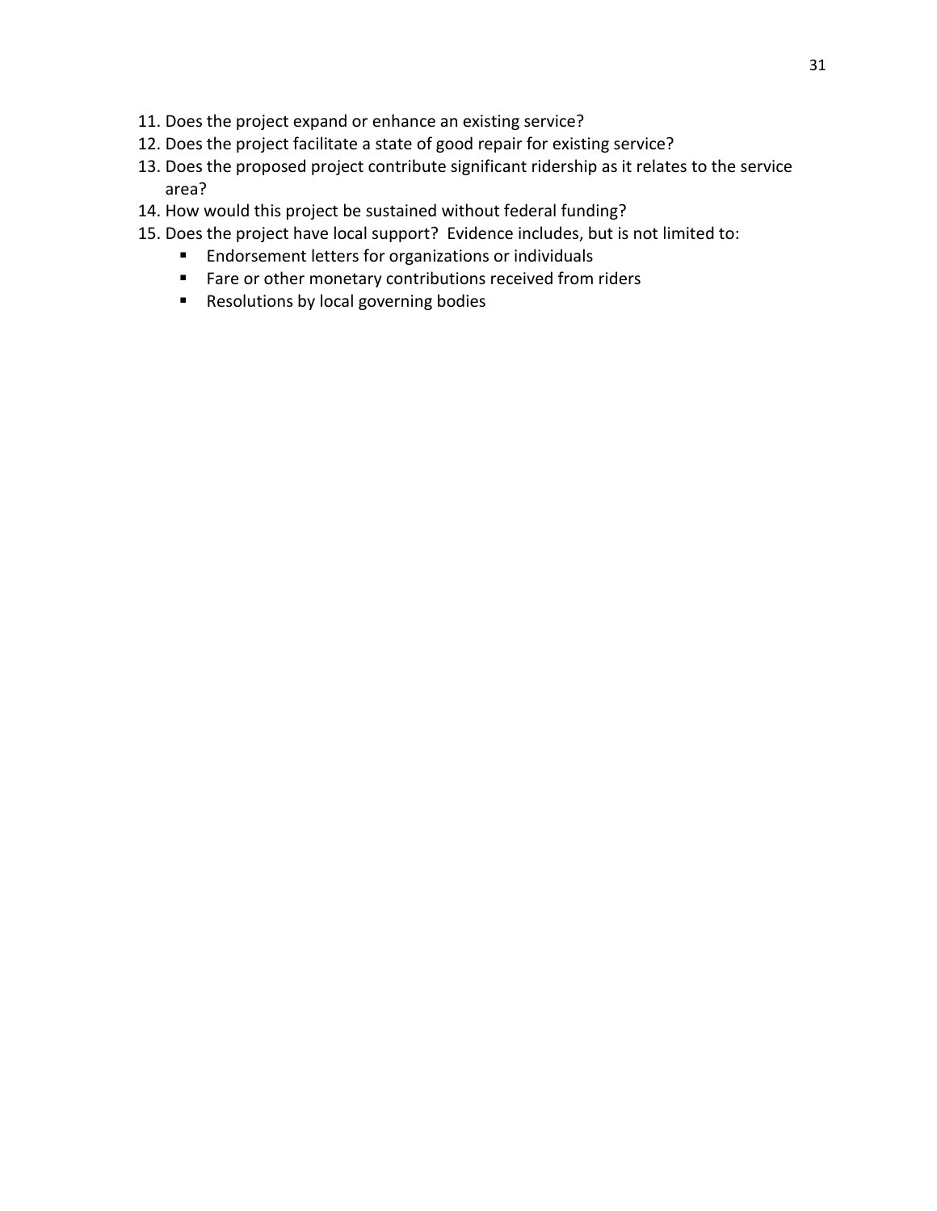11. Does the project expand or enhance an existing service?
12. Does the project facilitate a state of good repair for existing service?
13. Does the proposed project contribute significant ridership as it relates to the service area?
14. How would this project be sustained without federal funding?
15. Does the project have local support? Evidence includes, but is not limited to:
    - Endorsement letters for organizations or individuals
    - Fare or other monetary contributions received from riders
    - Resolutions by local governing bodies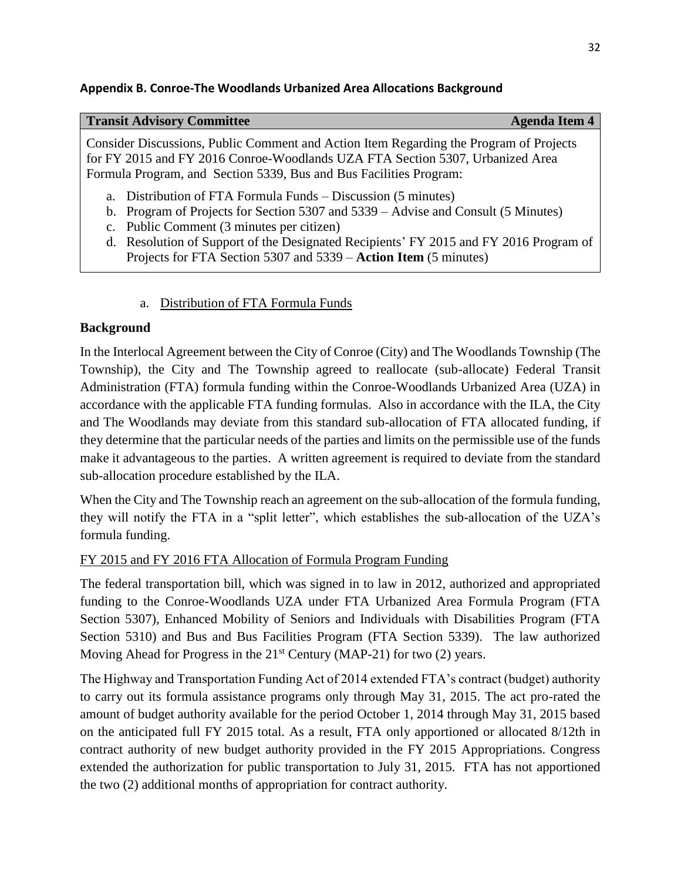## Appendix B. Conroe-The Woodlands Urbanized Area Allocations Background

| **Transit Advisory Committee** | **Agenda Item 4** |
|---|---|

Consider Discussions, Public Comment and Action Item Regarding the Program of Projects for FY 2015 and FY 2016 Conroe-Woodlands UZA FTA Section 5307, Urbanized Area Formula Program, and Section 5339, Bus and Bus Facilities Program:

a. Distribution of FTA Formula Funds – Discussion (5 minutes)
b. Program of Projects for Section 5307 and 5339 – Advise and Consult (5 Minutes)
c. Public Comment (3 minutes per citizen)
d. Resolution of Support of the Designated Recipients' FY 2015 and FY 2016 Program of Projects for FTA Section 5307 and 5339 – **Action Item** (5 minutes)

a. Distribution of FTA Formula Funds

**Background**

In the Interlocal Agreement between the City of Conroe (City) and The Woodlands Township (The Township), the City and The Township agreed to reallocate (sub-allocate) Federal Transit Administration (FTA) formula funding within the Conroe-Woodlands Urbanized Area (UZA) in accordance with the applicable FTA funding formulas. Also in accordance with the ILA, the City and The Woodlands may deviate from this standard sub-allocation of FTA allocated funding, if they determine that the particular needs of the parties and limits on the permissible use of the funds make it advantageous to the parties. A written agreement is required to deviate from the standard sub-allocation procedure established by the ILA.

When the City and The Township reach an agreement on the sub-allocation of the formula funding, they will notify the FTA in a "split letter", which establishes the sub-allocation of the UZA's formula funding.

FY 2015 and FY 2016 FTA Allocation of Formula Program Funding

The federal transportation bill, which was signed in to law in 2012, authorized and appropriated funding to the Conroe-Woodlands UZA under FTA Urbanized Area Formula Program (FTA Section 5307), Enhanced Mobility of Seniors and Individuals with Disabilities Program (FTA Section 5310) and Bus and Bus Facilities Program (FTA Section 5339). The law authorized Moving Ahead for Progress in the 21st Century (MAP-21) for two (2) years.

The Highway and Transportation Funding Act of 2014 extended FTA's contract (budget) authority to carry out its formula assistance programs only through May 31, 2015. The act pro-rated the amount of budget authority available for the period October 1, 2014 through May 31, 2015 based on the anticipated full FY 2015 total. As a result, FTA only apportioned or allocated 8/12th in contract authority of new budget authority provided in the FY 2015 Appropriations. Congress extended the authorization for public transportation to July 31, 2015. FTA has not apportioned the two (2) additional months of appropriation for contract authority.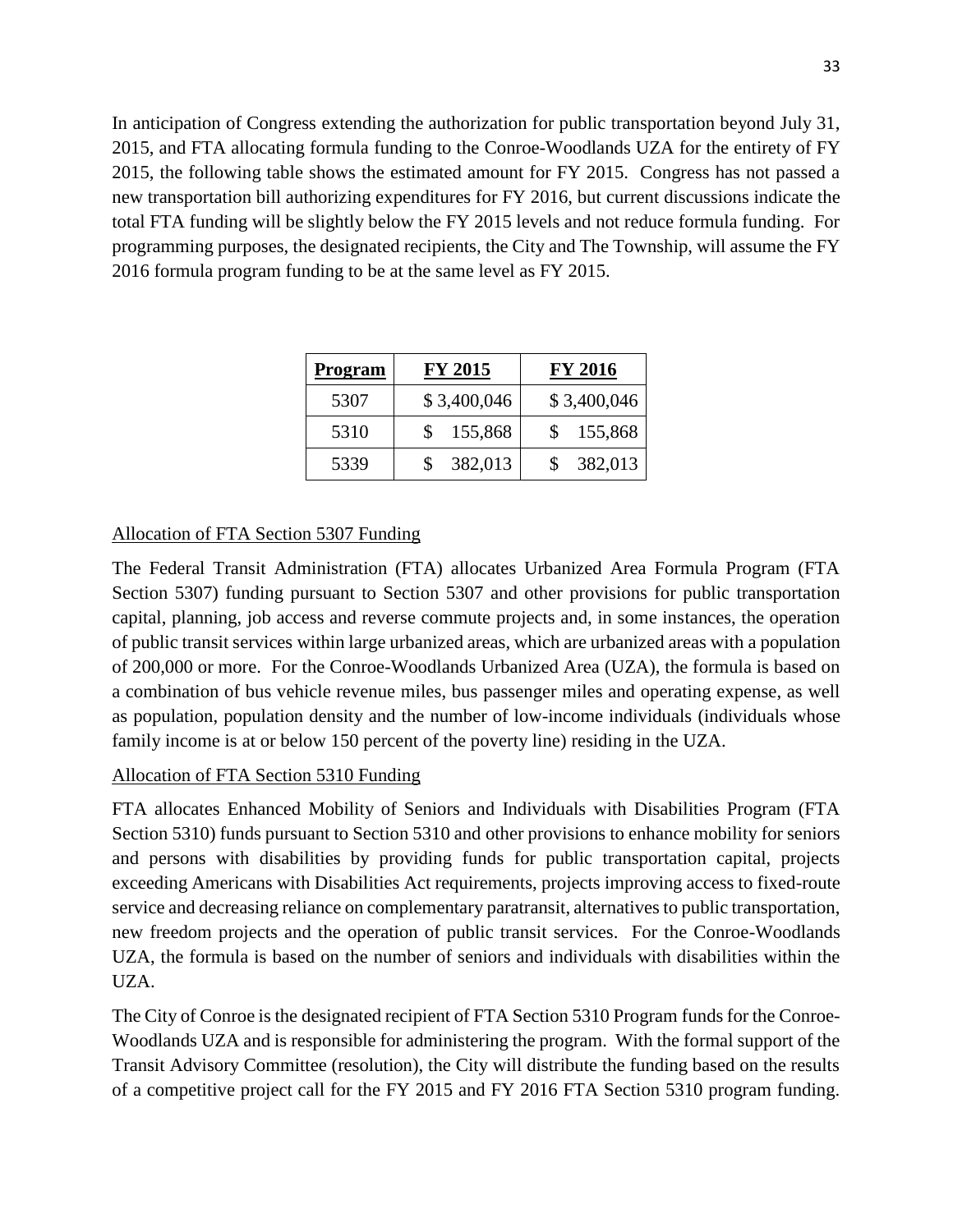In anticipation of Congress extending the authorization for public transportation beyond July 31, 2015, and FTA allocating formula funding to the Conroe-Woodlands UZA for the entirety of FY 2015, the following table shows the estimated amount for FY 2015. Congress has not passed a new transportation bill authorizing expenditures for FY 2016, but current discussions indicate the total FTA funding will be slightly below the FY 2015 levels and not reduce formula funding. For programming purposes, the designated recipients, the City and The Township, will assume the FY 2016 formula program funding to be at the same level as FY 2015.

| **Program** | **FY 2015** | **FY 2016** |
|---|---|---|
| 5307 | $ 3,400,046 | $ 3,400,046 |
| 5310 | $ 155,868 | $ 155,868 |
| 5339 | $ 382,013 | $ 382,013 |

<u>Allocation of FTA Section 5307 Funding</u>

The Federal Transit Administration (FTA) allocates Urbanized Area Formula Program (FTA Section 5307) funding pursuant to Section 5307 and other provisions for public transportation capital, planning, job access and reverse commute projects and, in some instances, the operation of public transit services within large urbanized areas, which are urbanized areas with a population of 200,000 or more. For the Conroe-Woodlands Urbanized Area (UZA), the formula is based on a combination of bus vehicle revenue miles, bus passenger miles and operating expense, as well as population, population density and the number of low-income individuals (individuals whose family income is at or below 150 percent of the poverty line) residing in the UZA.

<u>Allocation of FTA Section 5310 Funding</u>

FTA allocates Enhanced Mobility of Seniors and Individuals with Disabilities Program (FTA Section 5310) funds pursuant to Section 5310 and other provisions to enhance mobility for seniors and persons with disabilities by providing funds for public transportation capital, projects exceeding Americans with Disabilities Act requirements, projects improving access to fixed-route service and decreasing reliance on complementary paratransit, alternatives to public transportation, new freedom projects and the operation of public transit services. For the Conroe-Woodlands UZA, the formula is based on the number of seniors and individuals with disabilities within the UZA.

The City of Conroe is the designated recipient of FTA Section 5310 Program funds for the Conroe-Woodlands UZA and is responsible for administering the program. With the formal support of the Transit Advisory Committee (resolution), the City will distribute the funding based on the results of a competitive project call for the FY 2015 and FY 2016 FTA Section 5310 program funding.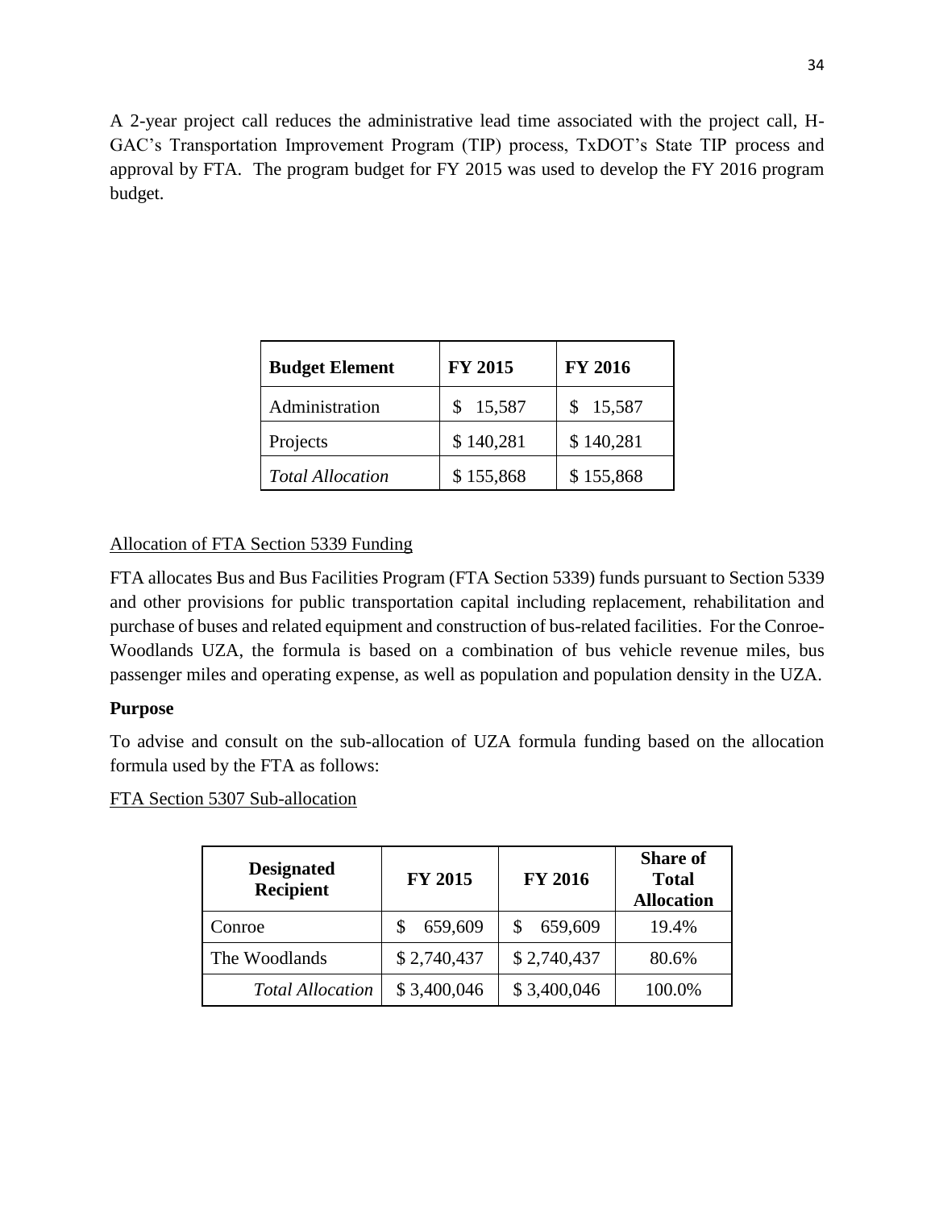A 2-year project call reduces the administrative lead time associated with the project call, H-GAC's Transportation Improvement Program (TIP) process, TxDOT's State TIP process and approval by FTA. The program budget for FY 2015 was used to develop the FY 2016 program budget.

| **Budget Element** | **FY 2015** | **FY 2016** |
|---|---|---|
| Administration | $ 15,587 | $ 15,587 |
| Projects | $ 140,281 | $ 140,281 |
| *Total Allocation* | $ 155,868 | $ 155,868 |

Allocation of FTA Section 5339 Funding

FTA allocates Bus and Bus Facilities Program (FTA Section 5339) funds pursuant to Section 5339 and other provisions for public transportation capital including replacement, rehabilitation and purchase of buses and related equipment and construction of bus-related facilities. For the Conroe-Woodlands UZA, the formula is based on a combination of bus vehicle revenue miles, bus passenger miles and operating expense, as well as population and population density in the UZA.

**Purpose**

To advise and consult on the sub-allocation of UZA formula funding based on the allocation formula used by the FTA as follows:

FTA Section 5307 Sub-allocation

| **Designated Recipient** | **FY 2015** | **FY 2016** | **Share of Total Allocation** |
|---|---|---|---|
| Conroe | $ 659,609 | $ 659,609 | 19.4% |
| The Woodlands | $ 2,740,437 | $ 2,740,437 | 80.6% |
| *Total Allocation* | $ 3,400,046 | $ 3,400,046 | 100.0% |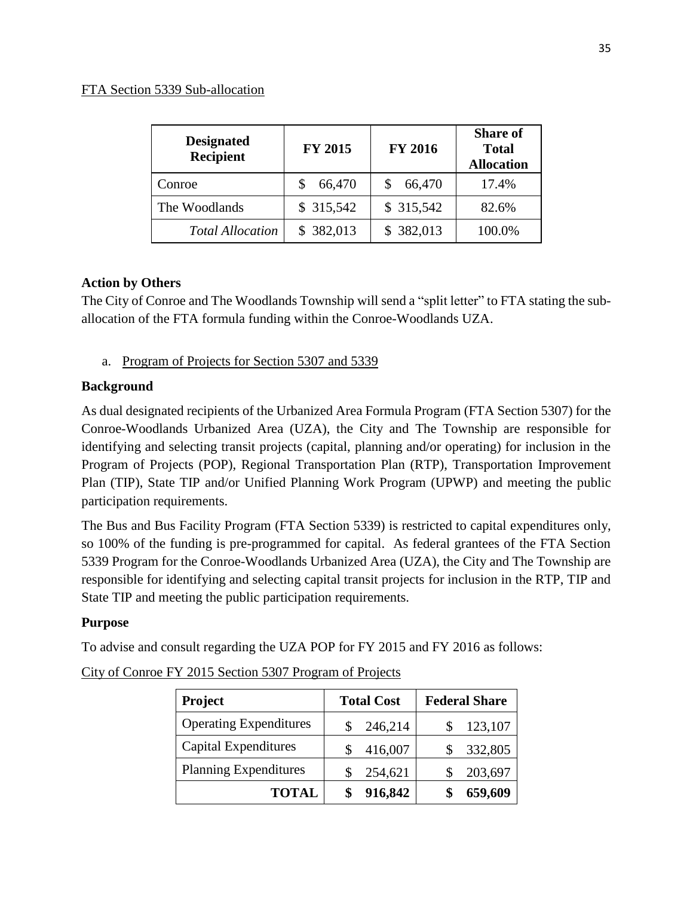FTA Section 5339 Sub-allocation

| Designated Recipient | FY 2015 | FY 2016 | Share of Total Allocation |
|---|---|---|---|
| Conroe | $ 66,470 | $ 66,470 | 17.4% |
| The Woodlands | $ 315,542 | $ 315,542 | 82.6% |
| *Total Allocation* | $ 382,013 | $ 382,013 | 100.0% |

**Action by Others**

The City of Conroe and The Woodlands Township will send a "split letter" to FTA stating the sub-allocation of the FTA formula funding within the Conroe-Woodlands UZA.

a. Program of Projects for Section 5307 and 5339

**Background**

As dual designated recipients of the Urbanized Area Formula Program (FTA Section 5307) for the Conroe-Woodlands Urbanized Area (UZA), the City and The Township are responsible for identifying and selecting transit projects (capital, planning and/or operating) for inclusion in the Program of Projects (POP), Regional Transportation Plan (RTP), Transportation Improvement Plan (TIP), State TIP and/or Unified Planning Work Program (UPWP) and meeting the public participation requirements.

The Bus and Bus Facility Program (FTA Section 5339) is restricted to capital expenditures only, so 100% of the funding is pre-programmed for capital. As federal grantees of the FTA Section 5339 Program for the Conroe-Woodlands Urbanized Area (UZA), the City and The Township are responsible for identifying and selecting capital transit projects for inclusion in the RTP, TIP and State TIP and meeting the public participation requirements.

**Purpose**

To advise and consult regarding the UZA POP for FY 2015 and FY 2016 as follows:

City of Conroe FY 2015 Section 5307 Program of Projects

| Project | Total Cost | Federal Share |
|---|---|---|
| Operating Expenditures | $ 246,214 | $ 123,107 |
| Capital Expenditures | $ 416,007 | $ 332,805 |
| Planning Expenditures | $ 254,621 | $ 203,697 |
| **TOTAL** | **$ 916,842** | **$ 659,609** |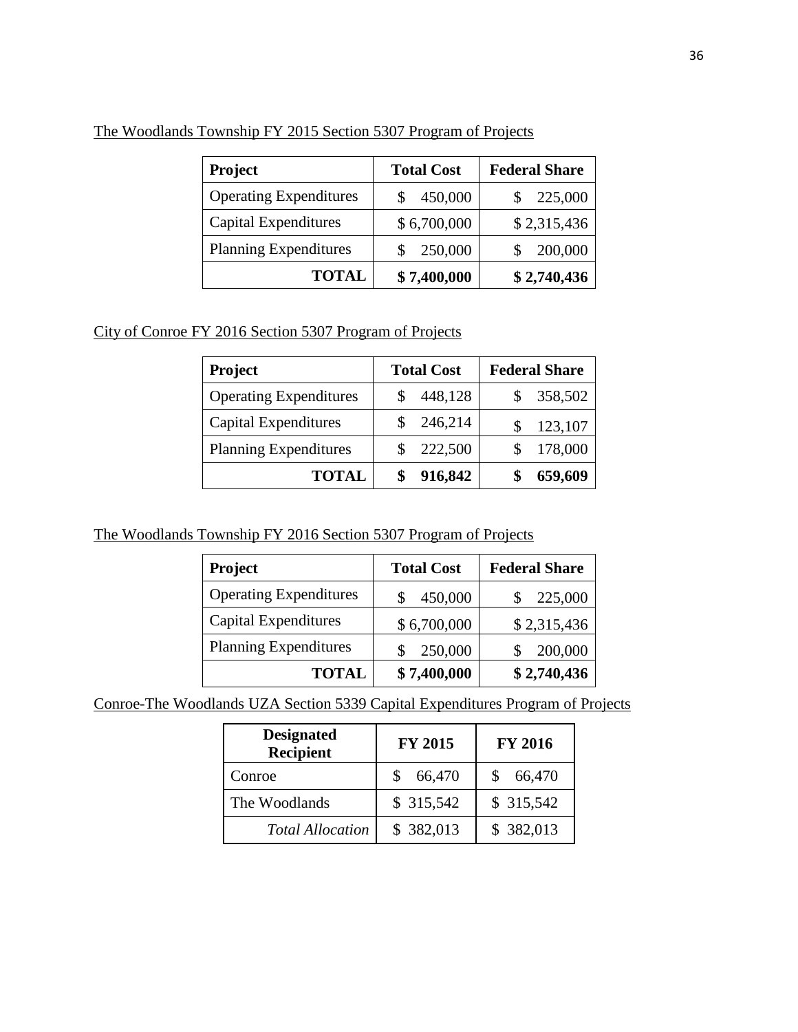The Woodlands Township FY 2015 Section 5307 Program of Projects

| Project | Total Cost | Federal Share |
|---|---|---|
| Operating Expenditures | $ 450,000 | $ 225,000 |
| Capital Expenditures | $ 6,700,000 | $ 2,315,436 |
| Planning Expenditures | $ 250,000 | $ 200,000 |
| **TOTAL** | **$ 7,400,000** | **$ 2,740,436** |

City of Conroe FY 2016 Section 5307 Program of Projects

| Project | Total Cost | Federal Share |
|---|---|---|
| Operating Expenditures | $ 448,128 | $ 358,502 |
| Capital Expenditures | $ 246,214 | $ 123,107 |
| Planning Expenditures | $ 222,500 | $ 178,000 |
| **TOTAL** | **$ 916,842** | **$ 659,609** |

The Woodlands Township FY 2016 Section 5307 Program of Projects

| Project | Total Cost | Federal Share |
|---|---|---|
| Operating Expenditures | $ 450,000 | $ 225,000 |
| Capital Expenditures | $ 6,700,000 | $ 2,315,436 |
| Planning Expenditures | $ 250,000 | $ 200,000 |
| **TOTAL** | **$ 7,400,000** | **$ 2,740,436** |

Conroe-The Woodlands UZA Section 5339 Capital Expenditures Program of Projects

| Designated Recipient | FY 2015 | FY 2016 |
|---|---|---|
| Conroe | $ 66,470 | $ 66,470 |
| The Woodlands | $ 315,542 | $ 315,542 |
| *Total Allocation* | $ 382,013 | $ 382,013 |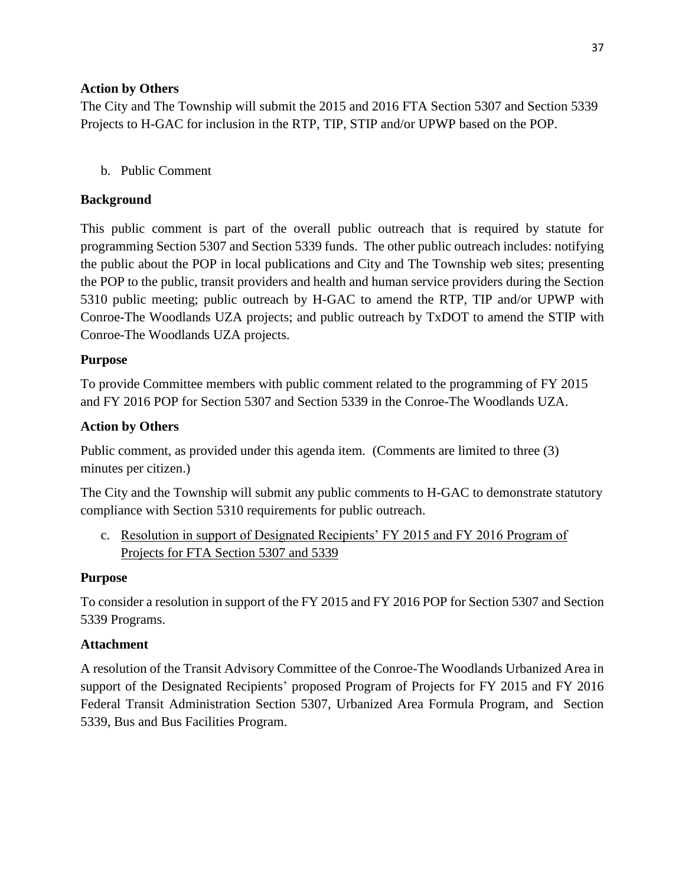**Action by Others**

The City and The Township will submit the 2015 and 2016 FTA Section 5307 and Section 5339 Projects to H-GAC for inclusion in the RTP, TIP, STIP and/or UPWP based on the POP.

b. Public Comment

**Background**

This public comment is part of the overall public outreach that is required by statute for programming Section 5307 and Section 5339 funds. The other public outreach includes: notifying the public about the POP in local publications and City and The Township web sites; presenting the POP to the public, transit providers and health and human service providers during the Section 5310 public meeting; public outreach by H-GAC to amend the RTP, TIP and/or UPWP with Conroe-The Woodlands UZA projects; and public outreach by TxDOT to amend the STIP with Conroe-The Woodlands UZA projects.

**Purpose**

To provide Committee members with public comment related to the programming of FY 2015 and FY 2016 POP for Section 5307 and Section 5339 in the Conroe-The Woodlands UZA.

**Action by Others**

Public comment, as provided under this agenda item. (Comments are limited to three (3) minutes per citizen.)

The City and the Township will submit any public comments to H-GAC to demonstrate statutory compliance with Section 5310 requirements for public outreach.

c. Resolution in support of Designated Recipients' FY 2015 and FY 2016 Program of Projects for FTA Section 5307 and 5339

**Purpose**

To consider a resolution in support of the FY 2015 and FY 2016 POP for Section 5307 and Section 5339 Programs.

**Attachment**

A resolution of the Transit Advisory Committee of the Conroe-The Woodlands Urbanized Area in support of the Designated Recipients' proposed Program of Projects for FY 2015 and FY 2016 Federal Transit Administration Section 5307, Urbanized Area Formula Program, and Section 5339, Bus and Bus Facilities Program.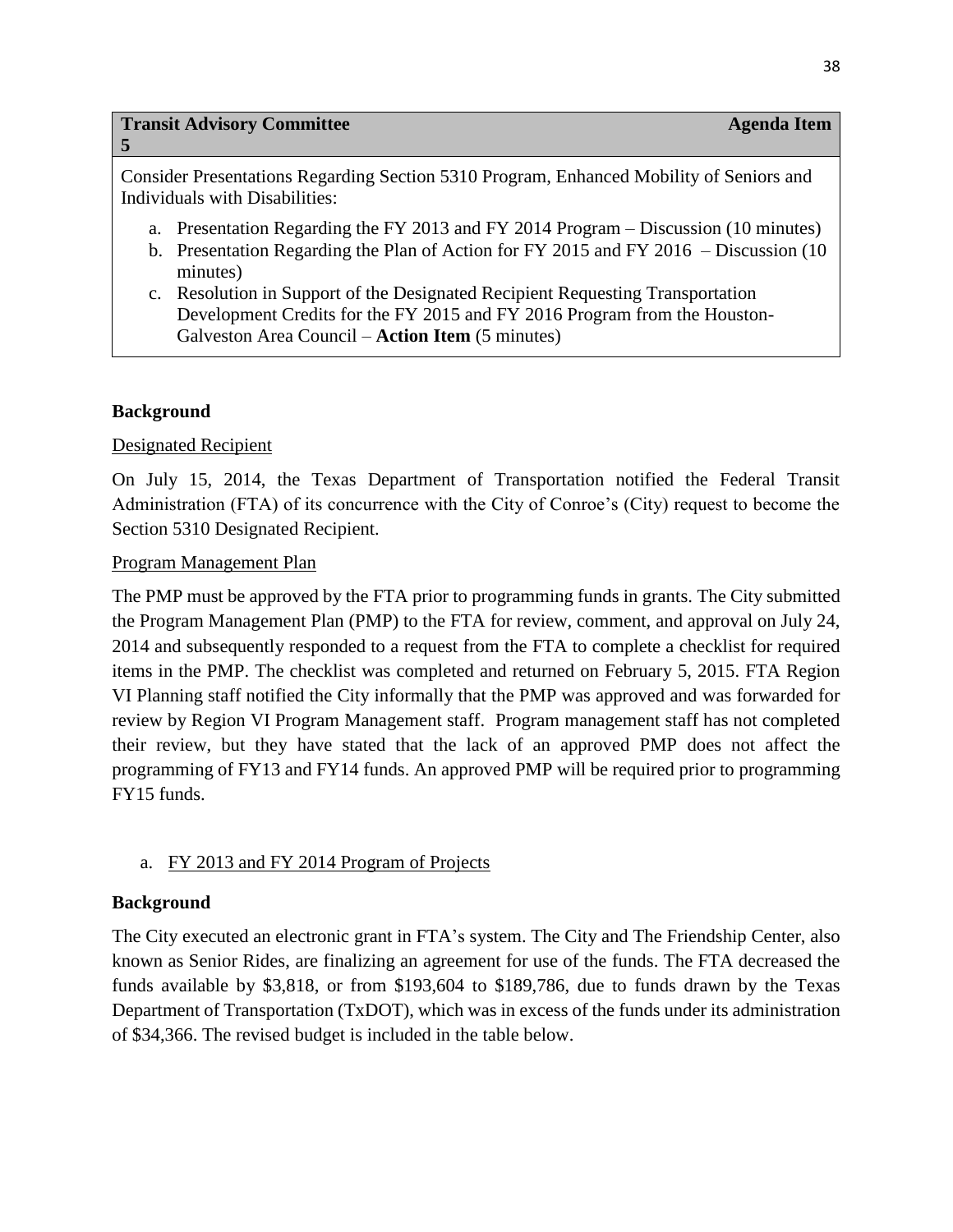**Transit Advisory Committee** **Agenda Item 5**

Consider Presentations Regarding Section 5310 Program, Enhanced Mobility of Seniors and Individuals with Disabilities:

a. Presentation Regarding the FY 2013 and FY 2014 Program – Discussion (10 minutes)
b. Presentation Regarding the Plan of Action for FY 2015 and FY 2016 – Discussion (10 minutes)
c. Resolution in Support of the Designated Recipient Requesting Transportation Development Credits for the FY 2015 and FY 2016 Program from the Houston-Galveston Area Council – **Action Item** (5 minutes)

**Background**

Designated Recipient

On July 15, 2014, the Texas Department of Transportation notified the Federal Transit Administration (FTA) of its concurrence with the City of Conroe's (City) request to become the Section 5310 Designated Recipient.

Program Management Plan

The PMP must be approved by the FTA prior to programming funds in grants. The City submitted the Program Management Plan (PMP) to the FTA for review, comment, and approval on July 24, 2014 and subsequently responded to a request from the FTA to complete a checklist for required items in the PMP. The checklist was completed and returned on February 5, 2015. FTA Region VI Planning staff notified the City informally that the PMP was approved and was forwarded for review by Region VI Program Management staff. Program management staff has not completed their review, but they have stated that the lack of an approved PMP does not affect the programming of FY13 and FY14 funds. An approved PMP will be required prior to programming FY15 funds.

a. FY 2013 and FY 2014 Program of Projects

**Background**

The City executed an electronic grant in FTA's system. The City and The Friendship Center, also known as Senior Rides, are finalizing an agreement for use of the funds. The FTA decreased the funds available by $3,818, or from $193,604 to $189,786, due to funds drawn by the Texas Department of Transportation (TxDOT), which was in excess of the funds under its administration of $34,366. The revised budget is included in the table below.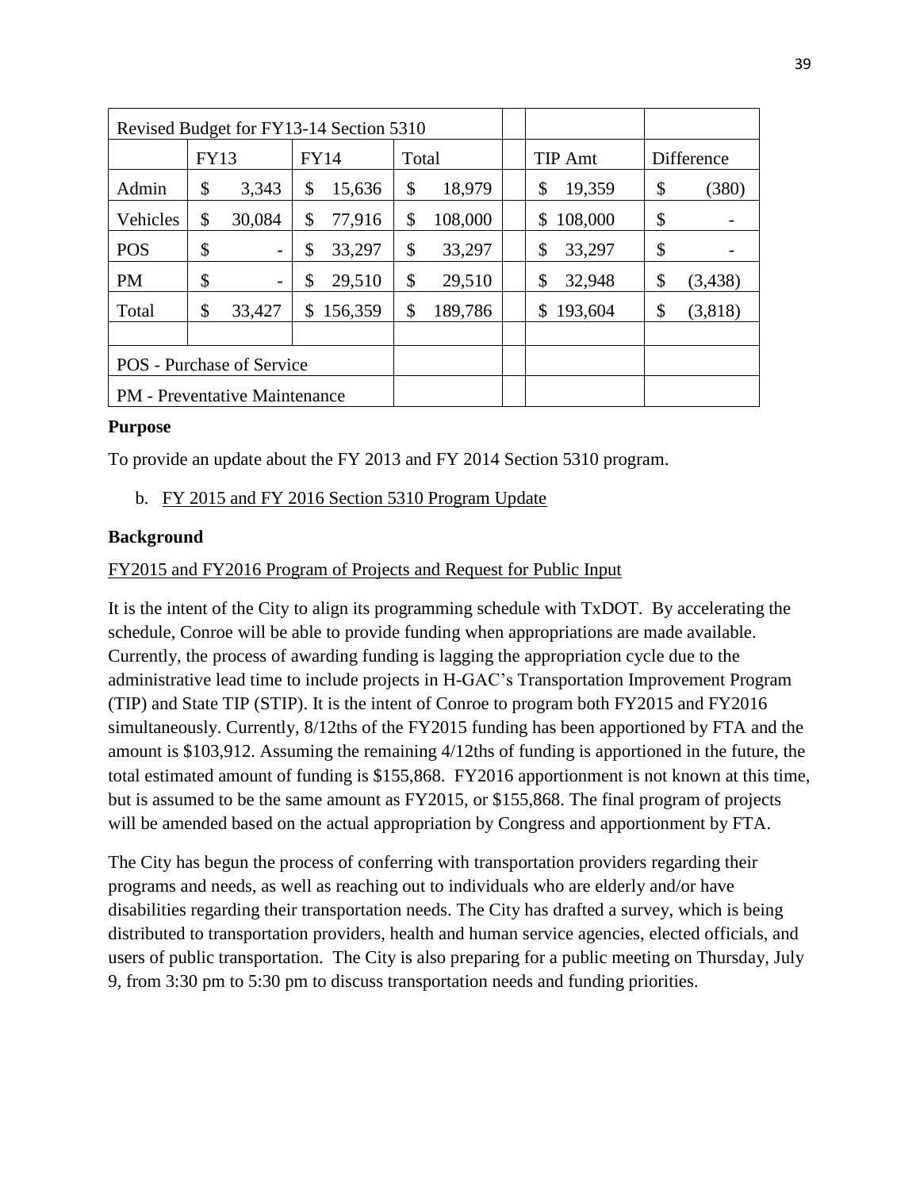| Revised Budget for FY13-14 Section 5310 | | | | | | |
|---|---|---|---|---|---|---|
| | FY13 | FY14 | Total | | TIP Amt | Difference |
| Admin | $ 3,343 | $ 15,636 | $ 18,979 | | $ 19,359 | $ (380) |
| Vehicles | $ 30,084 | $ 77,916 | $ 108,000 | | $ 108,000 | $ - |
| POS | $ - | $ 33,297 | $ 33,297 | | $ 33,297 | $ - |
| PM | $ - | $ 29,510 | $ 29,510 | | $ 32,948 | $ (3,438) |
| Total | $ 33,427 | $ 156,359 | $ 189,786 | | $ 193,604 | $ (3,818) |
| | | | | | | |
| POS - Purchase of Service | | | | | | |
| PM - Preventative Maintenance | | | | | | |

**Purpose**

To provide an update about the FY 2013 and FY 2014 Section 5310 program.

b. FY 2015 and FY 2016 Section 5310 Program Update

**Background**

FY2015 and FY2016 Program of Projects and Request for Public Input

It is the intent of the City to align its programming schedule with TxDOT. By accelerating the schedule, Conroe will be able to provide funding when appropriations are made available. Currently, the process of awarding funding is lagging the appropriation cycle due to the administrative lead time to include projects in H-GAC's Transportation Improvement Program (TIP) and State TIP (STIP). It is the intent of Conroe to program both FY2015 and FY2016 simultaneously. Currently, 8/12ths of the FY2015 funding has been apportioned by FTA and the amount is $103,912. Assuming the remaining 4/12ths of funding is apportioned in the future, the total estimated amount of funding is $155,868. FY2016 apportionment is not known at this time, but is assumed to be the same amount as FY2015, or $155,868. The final program of projects will be amended based on the actual appropriation by Congress and apportionment by FTA.

The City has begun the process of conferring with transportation providers regarding their programs and needs, as well as reaching out to individuals who are elderly and/or have disabilities regarding their transportation needs. The City has drafted a survey, which is being distributed to transportation providers, health and human service agencies, elected officials, and users of public transportation. The City is also preparing for a public meeting on Thursday, July 9, from 3:30 pm to 5:30 pm to discuss transportation needs and funding priorities.